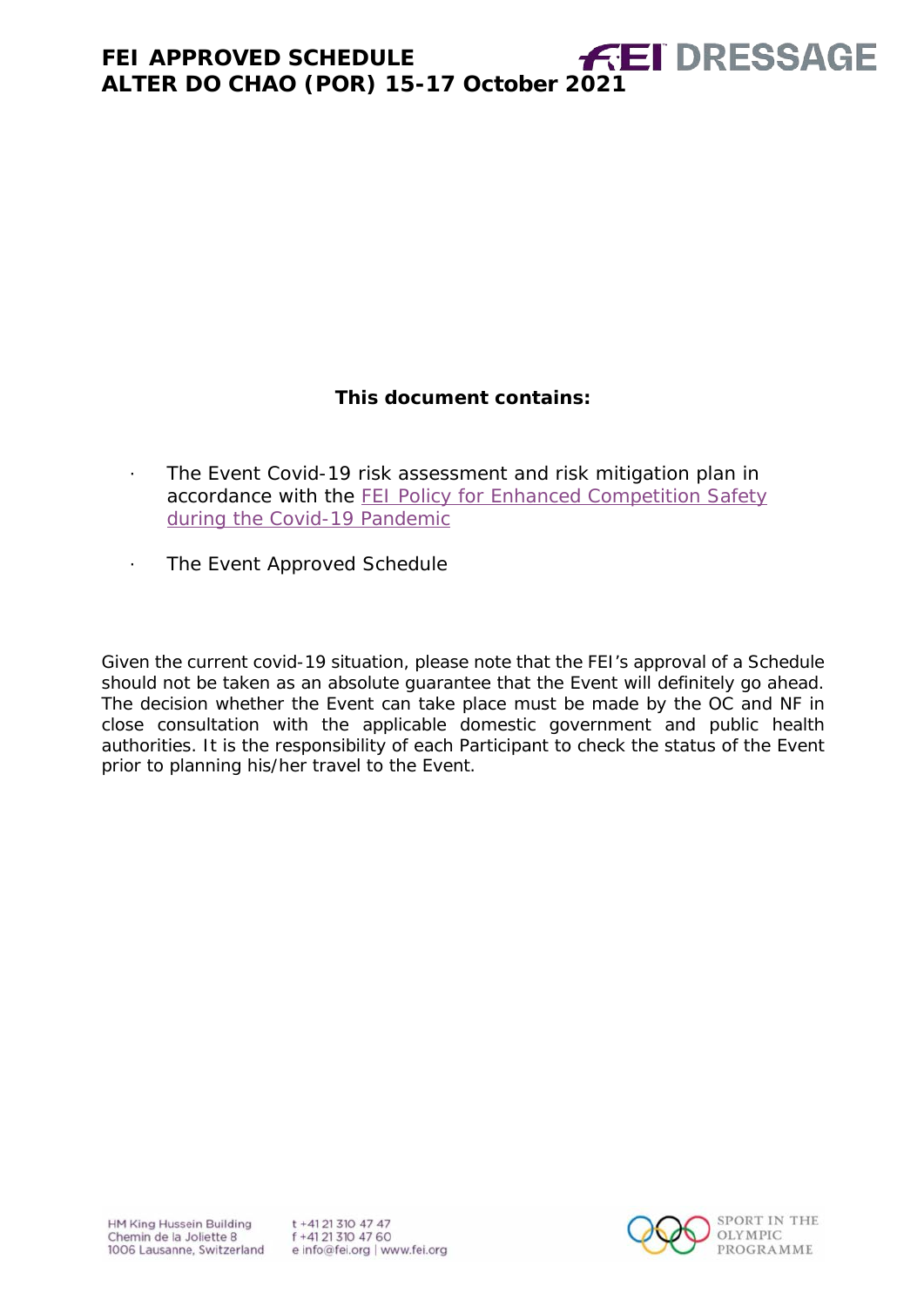# FEI APPROVED SCHEDULE
# ALTER DO CHAO (POR) 15-17 October 2021

FEI DRESSAGE

**This document contains:**

- The Event Covid-19 risk assessment and risk mitigation plan in accordance with the FEI Policy for Enhanced Competition Safety during the Covid-19 Pandemic
- The Event Approved Schedule

Given the current covid-19 situation, please note that the FEI's approval of a Schedule should not be taken as an absolute guarantee that the Event will definitely go ahead. The decision whether the Event can take place must be made by the OC and NF in close consultation with the applicable domestic government and public health authorities. It is the responsibility of each Participant to check the status of the Event prior to planning his/her travel to the Event.

HM King Hussein Building
Chemin de la Joliette 8
1006 Lausanne, Switzerland

t +41 21 310 47 47
f +41 21 310 47 60
e info@fei.org | www.fei.org

SPORT IN THE OLYMPIC PROGRAMME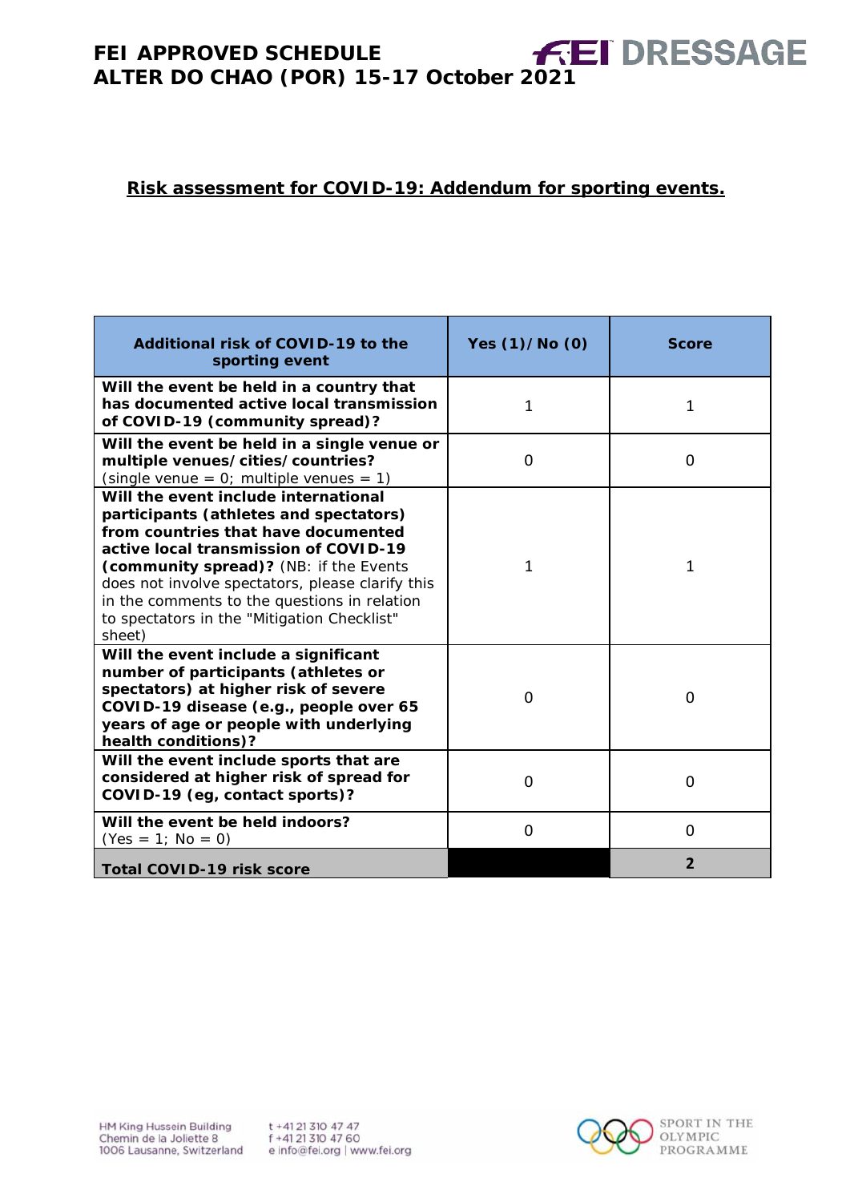## Risk assessment for COVID-19: Addendum for sporting events.

| Additional risk of COVID-19 to the sporting event | Yes (1)/No (0) | Score |
|---|---|---|
| **Will the event be held in a country that has documented active local transmission of COVID-19 (community spread)?** | 1 | 1 |
| **Will the event be held in a single venue or multiple venues/cities/countries?** (single venue = 0; multiple venues = 1) | 0 | 0 |
| **Will the event include international participants (athletes and spectators) from countries that have documented active local transmission of COVID-19 (community spread)?** (NB: if the Events does not involve spectators, please clarify this in the comments to the questions in relation to spectators in the "Mitigation Checklist" sheet) | 1 | 1 |
| **Will the event include a significant number of participants (athletes or spectators) at higher risk of severe COVID-19 disease (e.g., people over 65 years of age or people with underlying health conditions)?** | 0 | 0 |
| **Will the event include sports that are considered at higher risk of spread for COVID-19 (eg, contact sports)?** | 0 | 0 |
| **Will the event be held indoors?** (Yes = 1; No = 0) | 0 | 0 |
| **Total COVID-19 risk score** | | **2** |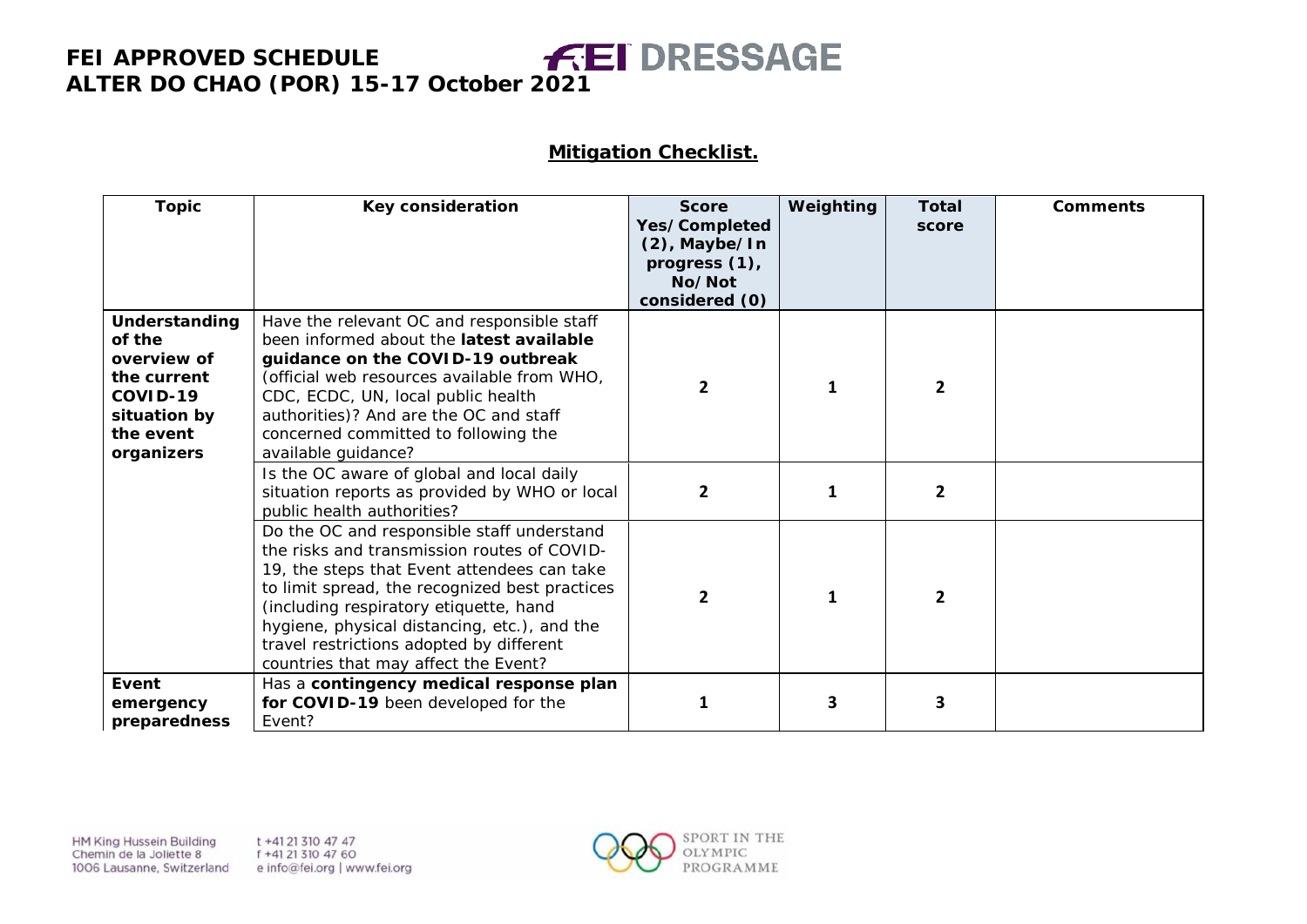## Mitigation Checklist.

| Topic | Key consideration | Score Yes/Completed (2), Maybe/In progress (1), No/Not considered (0) | Weighting | Total score | Comments |
|---|---|---|---|---|---|
| **Understanding of the overview of the current COVID-19 situation by the event organizers** | Have the relevant OC and responsible staff been informed about the **latest available guidance on the COVID-19 outbreak** (official web resources available from WHO, CDC, ECDC, UN, local public health authorities)? And are the OC and staff concerned committed to following the available guidance? | 2 | 1 | 2 | |
| | Is the OC aware of global and local daily situation reports as provided by WHO or local public health authorities? | 2 | 1 | 2 | |
| | Do the OC and responsible staff understand the risks and transmission routes of COVID-19, the steps that Event attendees can take to limit spread, the recognized best practices (including respiratory etiquette, hand hygiene, physical distancing, etc.), and the travel restrictions adopted by different countries that may affect the Event? | 2 | 1 | 2 | |
| **Event emergency preparedness** | Has a **contingency medical response plan for COVID-19** been developed for the Event? | 1 | 3 | 3 | |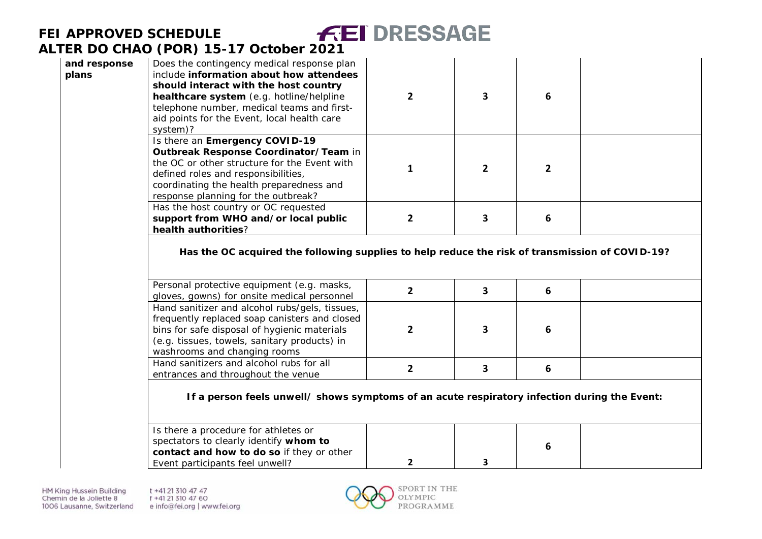| and response plans | Does the contingency medical response plan include **information about how attendees should interact with the host country healthcare system** (e.g. hotline/helpline telephone number, medical teams and first-aid points for the Event, local health care system)? | 2 | 3 | 6 | |
|---|---|---|---|---|---|
| | Is there an **Emergency COVID-19 Outbreak Response Coordinator/Team** in the OC or other structure for the Event with defined roles and responsibilities, coordinating the health preparedness and response planning for the outbreak? | 1 | 2 | 2 | |
| | Has the host country or OC requested **support from WHO and/or local public health authorities**? | 2 | 3 | 6 | |
| | **Has the OC acquired the following supplies to help reduce the risk of transmission of COVID-19?** | | | | |
| | Personal protective equipment (e.g. masks, gloves, gowns) for onsite medical personnel | 2 | 3 | 6 | |
| | Hand sanitizer and alcohol rubs/gels, tissues, frequently replaced soap canisters and closed bins for safe disposal of hygienic materials (e.g. tissues, towels, sanitary products) in washrooms and changing rooms | 2 | 3 | 6 | |
| | Hand sanitizers and alcohol rubs for all entrances and throughout the venue | 2 | 3 | 6 | |
| | **If a person feels unwell/ shows symptoms of an acute respiratory infection during the Event:** | | | | |
| | Is there a procedure for athletes or spectators to clearly identify **whom to contact and how to do so** if they or other Event participants feel unwell? | 2 | 3 | 6 | |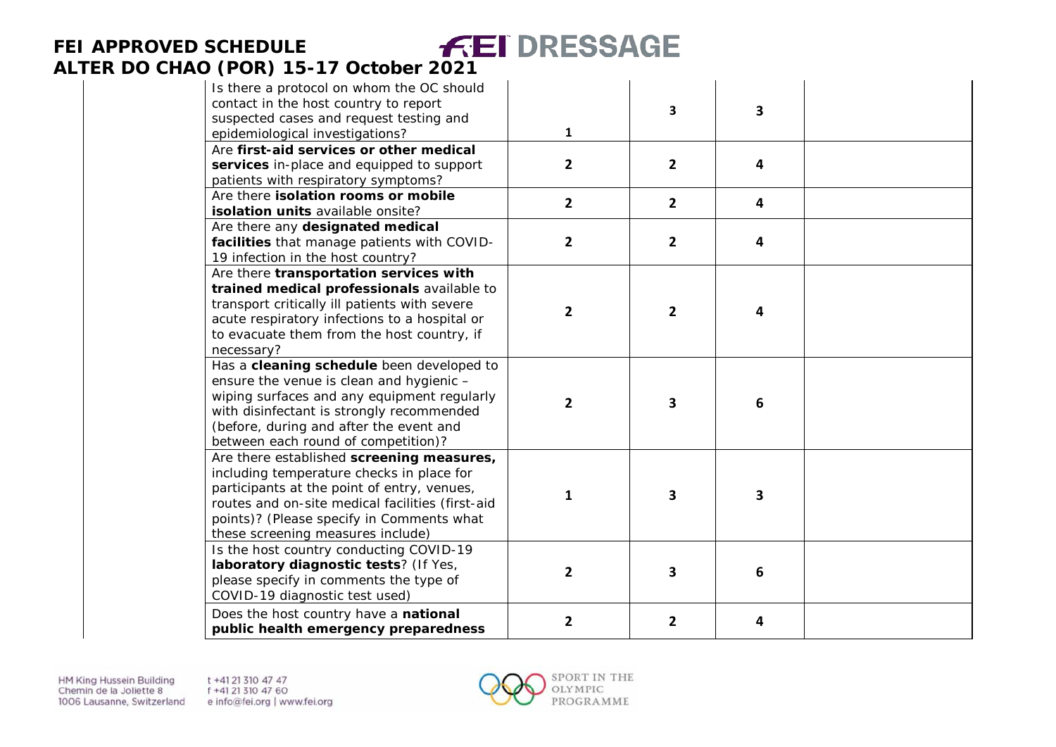| | | | | | |
|---|---|---|---|---|---|
| | Is there a protocol on whom the OC should contact in the host country to report suspected cases and request testing and epidemiological investigations? | 1 | 3 | 3 | |
| | Are **first-aid services or other medical services** in-place and equipped to support patients with respiratory symptoms? | 2 | 2 | 4 | |
| | Are there **isolation rooms or mobile isolation units** available onsite? | 2 | 2 | 4 | |
| | Are there any **designated medical facilities** that manage patients with COVID-19 infection in the host country? | 2 | 2 | 4 | |
| | Are there **transportation services with trained medical professionals** available to transport critically ill patients with severe acute respiratory infections to a hospital or to evacuate them from the host country, if necessary? | 2 | 2 | 4 | |
| | Has a **cleaning schedule** been developed to ensure the venue is clean and hygienic – wiping surfaces and any equipment regularly with disinfectant is strongly recommended (before, during and after the event and between each round of competition)? | 2 | 3 | 6 | |
| | Are there established **screening measures,** including temperature checks in place for participants at the point of entry, venues, routes and on-site medical facilities (first-aid points)? (Please specify in Comments what these screening measures include) | 1 | 3 | 3 | |
| | Is the host country conducting COVID-19 **laboratory diagnostic tests**? (If Yes, please specify in comments the type of COVID-19 diagnostic test used) | 2 | 3 | 6 | |
| | Does the host country have a **national public health emergency preparedness** | 2 | 2 | 4 | |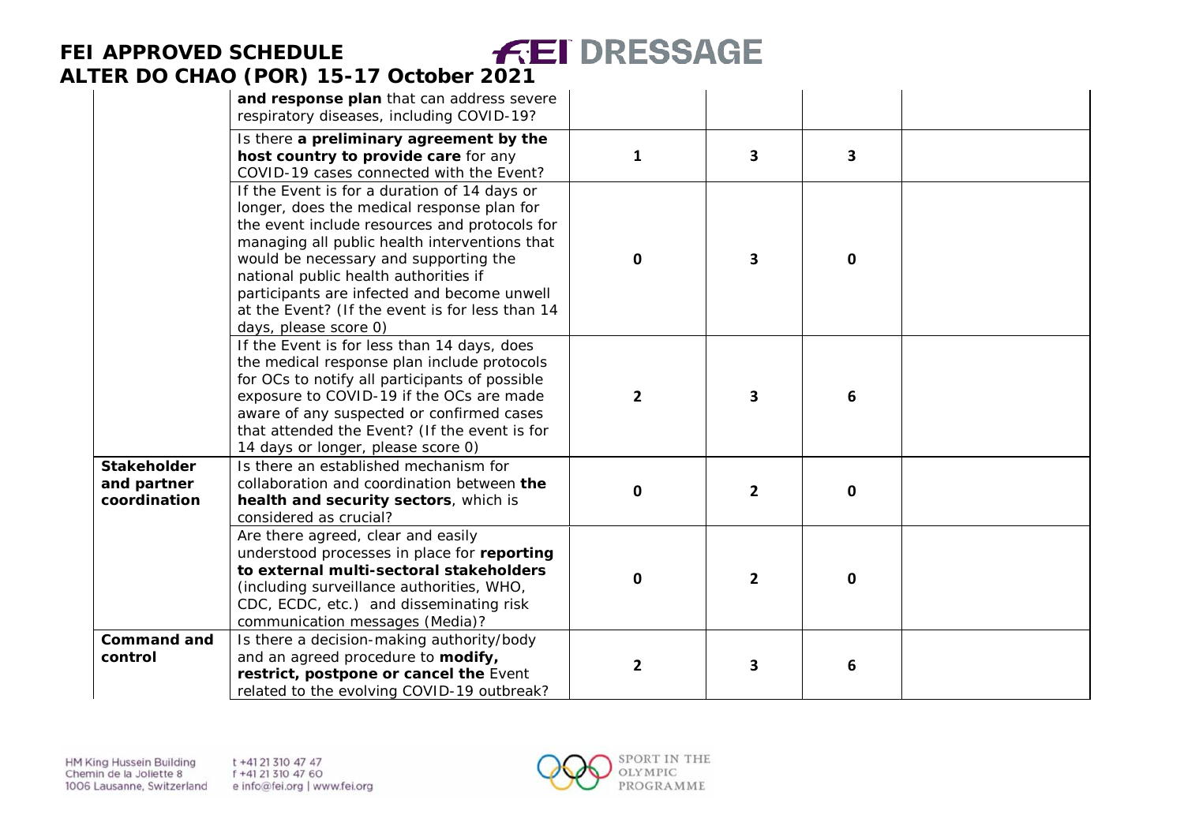| | | | | | |
|---|---|---|---|---|---|
| | **and response plan** that can address severe respiratory diseases, including COVID-19? | | | | |
| | Is there **a preliminary agreement by the host country to provide care** for any COVID-19 cases connected with the Event? | 1 | 3 | 3 | |
| | If the Event is for a duration of 14 days or longer, does the medical response plan for the event include resources and protocols for managing all public health interventions that would be necessary and supporting the national public health authorities if participants are infected and become unwell at the Event? (If the event is for less than 14 days, please score 0) | 0 | 3 | 0 | |
| | If the Event is for less than 14 days, does the medical response plan include protocols for OCs to notify all participants of possible exposure to COVID-19 if the OCs are made aware of any suspected or confirmed cases that attended the Event? (If the event is for 14 days or longer, please score 0) | 2 | 3 | 6 | |
| **Stakeholder and partner coordination** | Is there an established mechanism for collaboration and coordination between **the health and security sectors**, which is considered as crucial? | 0 | 2 | 0 | |
| | Are there agreed, clear and easily understood processes in place for **reporting to external multi-sectoral stakeholders** (including surveillance authorities, WHO, CDC, ECDC, etc.) and disseminating risk communication messages (Media)? | 0 | 2 | 0 | |
| **Command and control** | Is there a decision-making authority/body and an agreed procedure to **modify, restrict, postpone or cancel the** Event related to the evolving COVID-19 outbreak? | 2 | 3 | 6 | |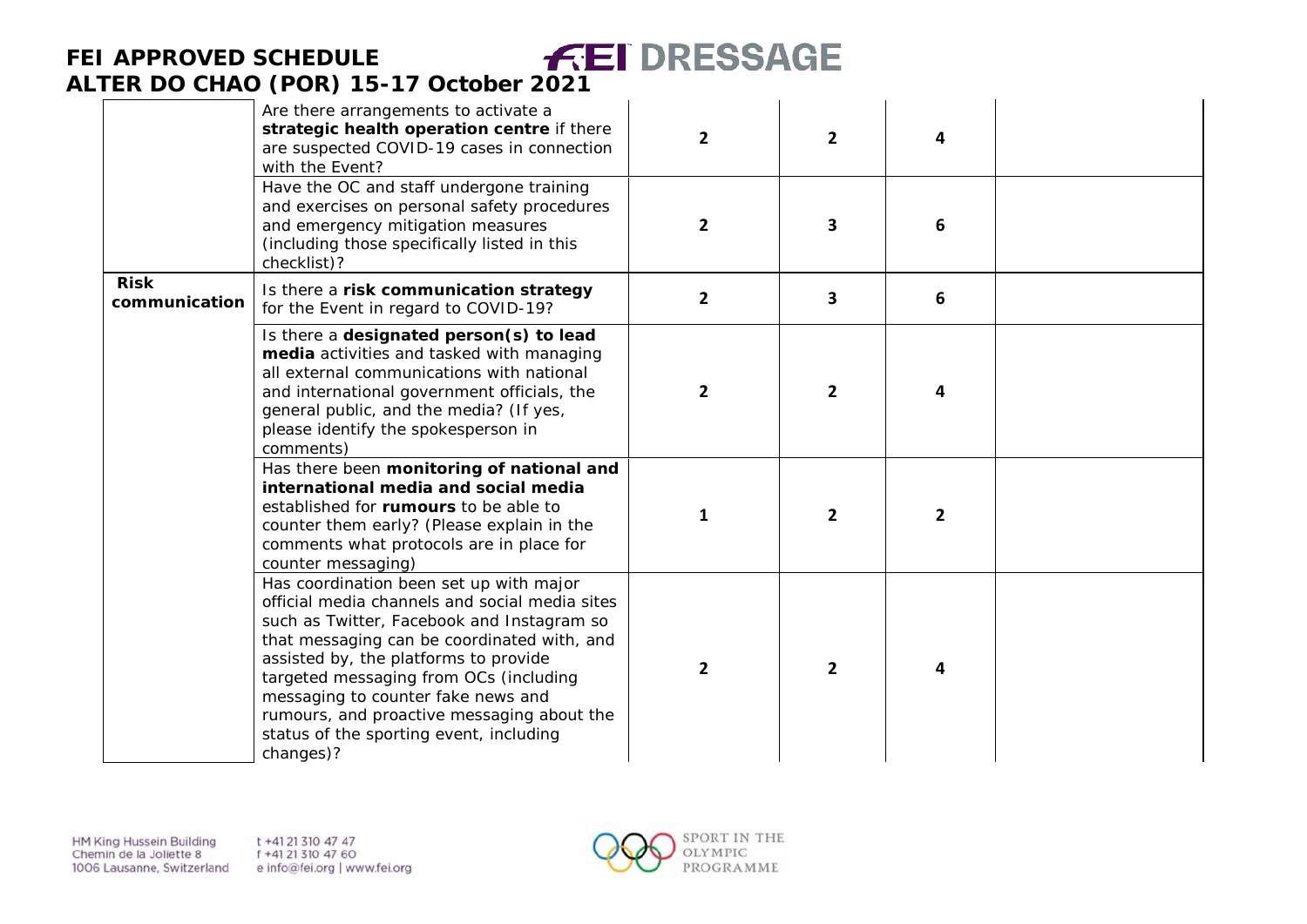| | | | | | |
|---|---|---|---|---|---|
| | Are there arrangements to activate a **strategic health operation centre** if there are suspected COVID-19 cases in connection with the Event? | 2 | 2 | 4 | |
| | Have the OC and staff undergone training and exercises on personal safety procedures and emergency mitigation measures (including those specifically listed in this checklist)? | 2 | 3 | 6 | |
| **Risk communication** | Is there a **risk communication strategy** for the Event in regard to COVID-19? | 2 | 3 | 6 | |
| | Is there a **designated person(s) to lead media** activities and tasked with managing all external communications with national and international government officials, the general public, and the media? (If yes, please identify the spokesperson in comments) | 2 | 2 | 4 | |
| | Has there been **monitoring of national and international media and social media** established for **rumours** to be able to counter them early? (Please explain in the comments what protocols are in place for counter messaging) | 1 | 2 | 2 | |
| | Has coordination been set up with major official media channels and social media sites such as Twitter, Facebook and Instagram so that messaging can be coordinated with, and assisted by, the platforms to provide targeted messaging from OCs (including messaging to counter fake news and rumours, and proactive messaging about the status of the sporting event, including changes)? | 2 | 2 | 4 | |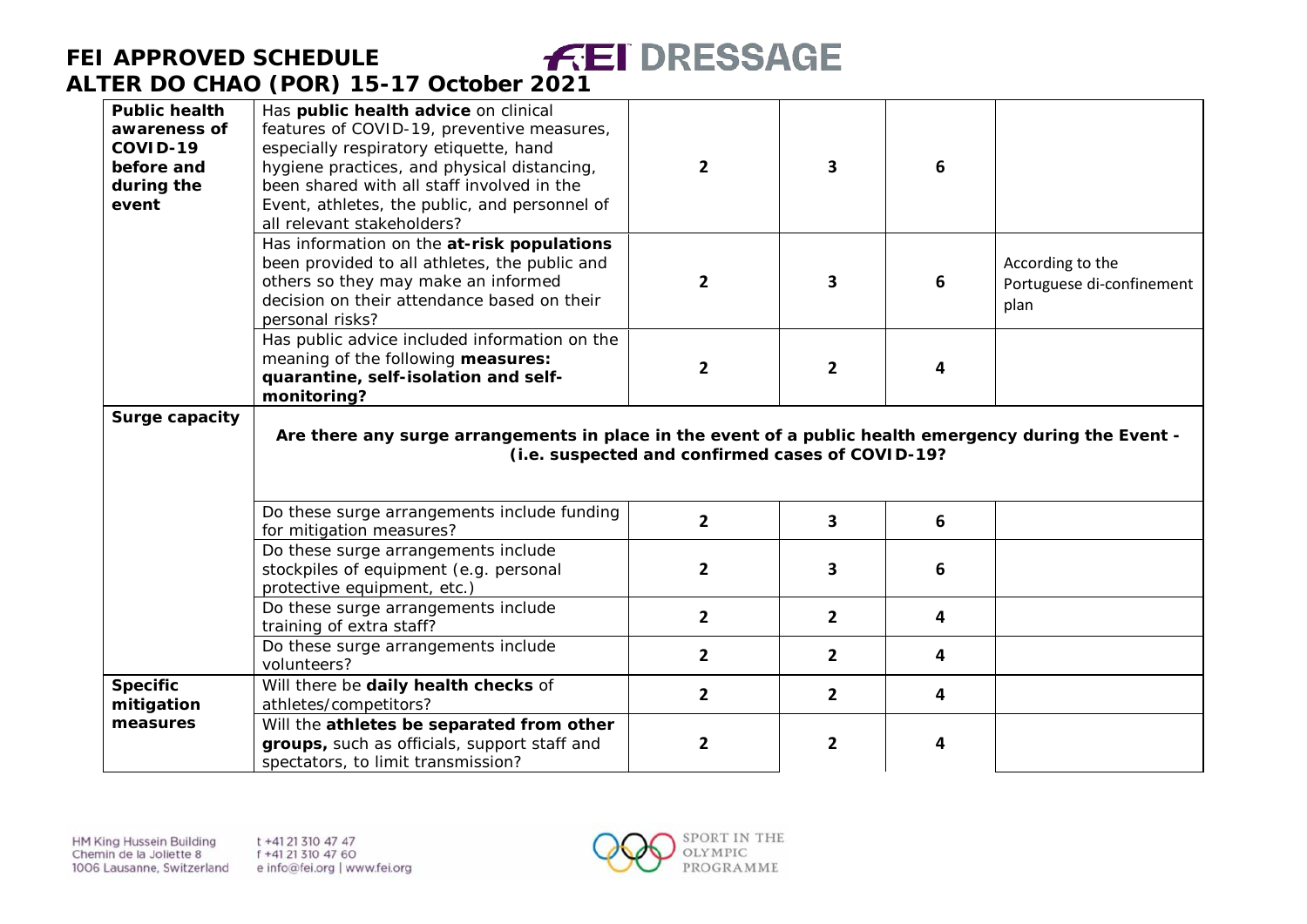# FEI APPROVED SCHEDULE

## ALTER DO CHAO (POR) 15-17 October 2021

| | | | | | |
|---|---|---|---|---|---|
| **Public health awareness of COVID-19 before and during the event** | Has **public health advice** on clinical features of COVID-19, preventive measures, especially respiratory etiquette, hand hygiene practices, and physical distancing, been shared with all staff involved in the Event, athletes, the public, and personnel of all relevant stakeholders? | 2 | 3 | 6 | |
| | Has information on the **at-risk populations** been provided to all athletes, the public and others so they may make an informed decision on their attendance based on their personal risks? | 2 | 3 | 6 | According to the Portuguese di-confinement plan |
| | Has public advice included information on the meaning of the following **measures: quarantine, self-isolation and self-monitoring?** | 2 | 2 | 4 | |
| **Surge capacity** | **Are there any surge arrangements in place in the event of a public health emergency during the Event - (i.e. suspected and confirmed cases of COVID-19?** | | | | |
| | Do these surge arrangements include funding for mitigation measures? | 2 | 3 | 6 | |
| | Do these surge arrangements include stockpiles of equipment (e.g. personal protective equipment, etc.) | 2 | 3 | 6 | |
| | Do these surge arrangements include training of extra staff? | 2 | 2 | 4 | |
| | Do these surge arrangements include volunteers? | 2 | 2 | 4 | |
| **Specific mitigation measures** | Will there be **daily health checks** of athletes/competitors? | 2 | 2 | 4 | |
| | Will the **athletes be separated from other groups,** such as officials, support staff and spectators, to limit transmission? | 2 | 2 | 4 | |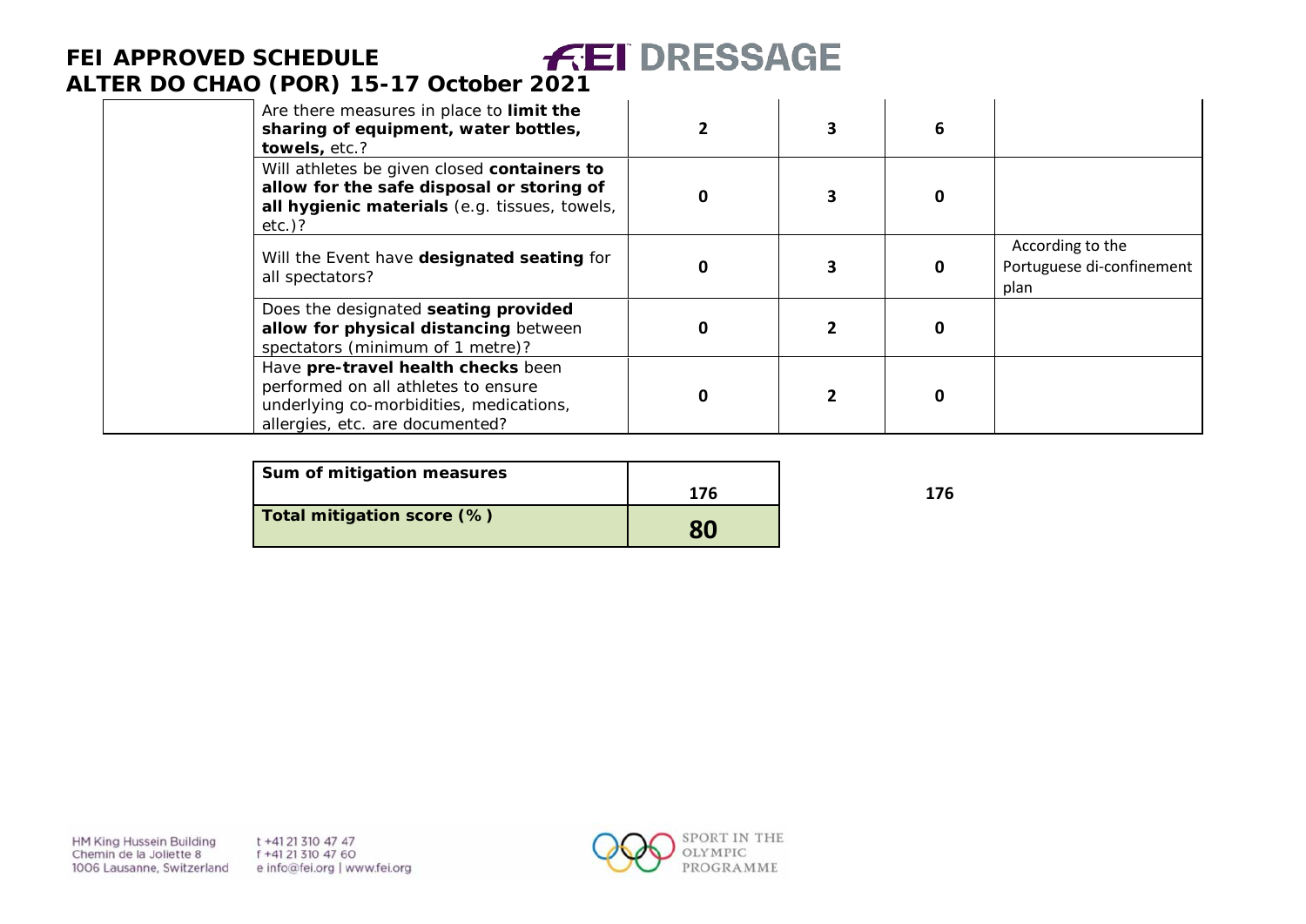| | | | | | |
|---|---|---|---|---|---|
| | Are there measures in place to **limit the sharing of equipment, water bottles, towels,** etc.? | 2 | 3 | 6 | |
| | Will athletes be given closed **containers to allow for the safe disposal or storing of all hygienic materials** (e.g. tissues, towels, etc.)? | 0 | 3 | 0 | |
| | Will the Event have **designated seating** for all spectators? | 0 | 3 | 0 | According to the Portuguese di-confinement plan |
| | Does the designated **seating provided allow for physical distancing** between spectators (minimum of 1 metre)? | 0 | 2 | 0 | |
| | Have **pre-travel health checks** been performed on all athletes to ensure underlying co-morbidities, medications, allergies, etc. are documented? | 0 | 2 | 0 | |

| | | |
|---|---|---|
| **Sum of mitigation measures** | 176 | 176 |
| **Total mitigation score (%)** | **80** | |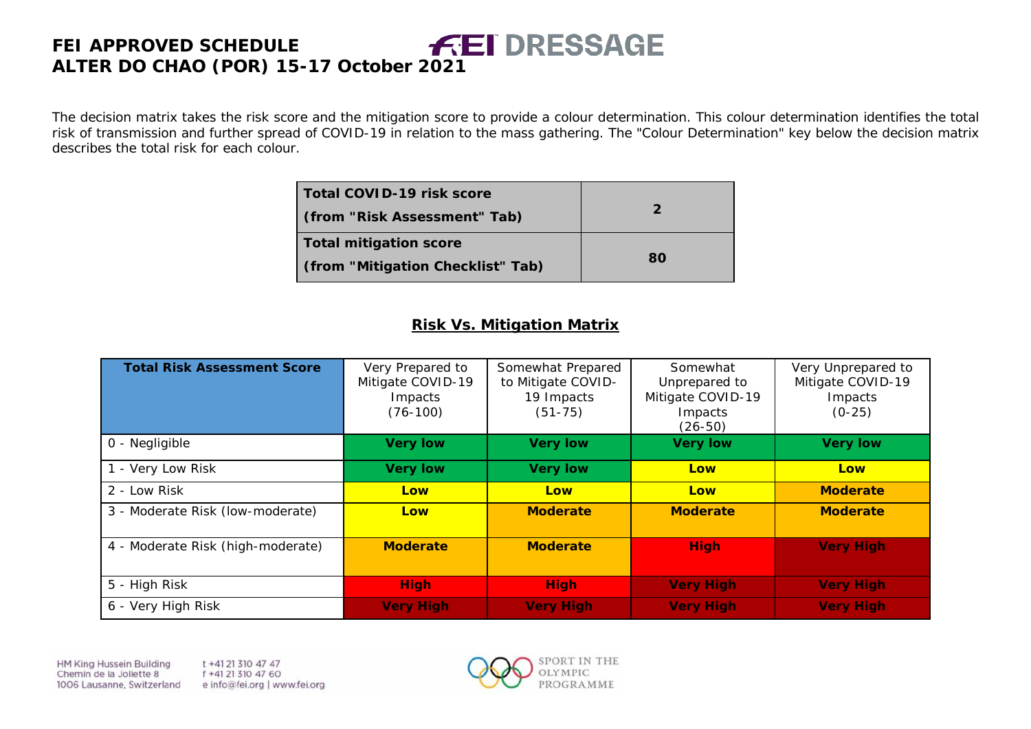**FEI APPROVED SCHEDULE**
**ALTER DO CHAO (POR) 15-17 October 2021**

The decision matrix takes the risk score and the mitigation score to provide a colour determination. This colour determination identifies the total risk of transmission and further spread of COVID-19 in relation to the mass gathering. The "Colour Determination" key below the decision matrix describes the total risk for each colour.

| | |
|---|---|
| **Total COVID-19 risk score (from "Risk Assessment" Tab)** | **2** |
| **Total mitigation score (from "Mitigation Checklist" Tab)** | **80** |

## Risk Vs. Mitigation Matrix

| **Total Risk Assessment Score** | Very Prepared to Mitigate COVID-19 Impacts (76-100) | Somewhat Prepared to Mitigate COVID-19 Impacts (51-75) | Somewhat Unprepared to Mitigate COVID-19 Impacts (26-50) | Very Unprepared to Mitigate COVID-19 Impacts (0-25) |
|---|---|---|---|---|
| 0 - Negligible | **Very low** | **Very low** | **Very low** | **Very low** |
| 1 - Very Low Risk | **Very low** | **Very low** | **Low** | **Low** |
| 2 - Low Risk | **Low** | **Low** | **Low** | **Moderate** |
| 3 - Moderate Risk (low-moderate) | **Low** | **Moderate** | **Moderate** | **Moderate** |
| 4 - Moderate Risk (high-moderate) | **Moderate** | **Moderate** | **High** | **Very High** |
| 5 - High Risk | **High** | **High** | **Very High** | **Very High** |
| 6 - Very High Risk | **Very High** | **Very High** | **Very High** | **Very High** |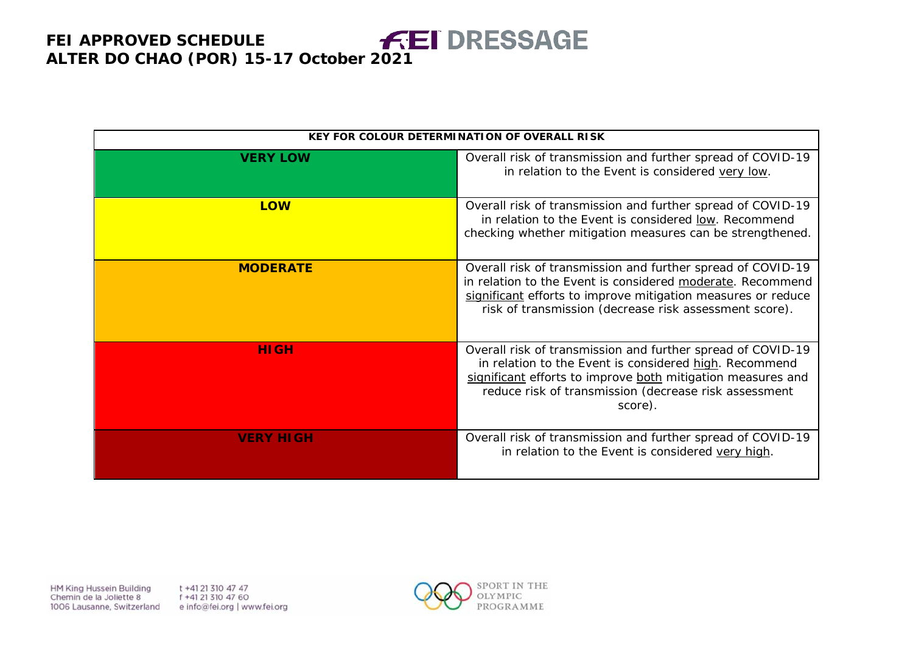| KEY FOR COLOUR DETERMINATION OF OVERALL RISK | |
|---|---|
| **VERY LOW** | Overall risk of transmission and further spread of COVID-19 in relation to the Event is considered very low. |
| **LOW** | Overall risk of transmission and further spread of COVID-19 in relation to the Event is considered low. Recommend checking whether mitigation measures can be strengthened. |
| **MODERATE** | Overall risk of transmission and further spread of COVID-19 in relation to the Event is considered moderate. Recommend significant efforts to improve mitigation measures or reduce risk of transmission (decrease risk assessment score). |
| **HIGH** | Overall risk of transmission and further spread of COVID-19 in relation to the Event is considered high. Recommend significant efforts to improve both mitigation measures and reduce risk of transmission (decrease risk assessment score). |
| **VERY HIGH** | Overall risk of transmission and further spread of COVID-19 in relation to the Event is considered very high. |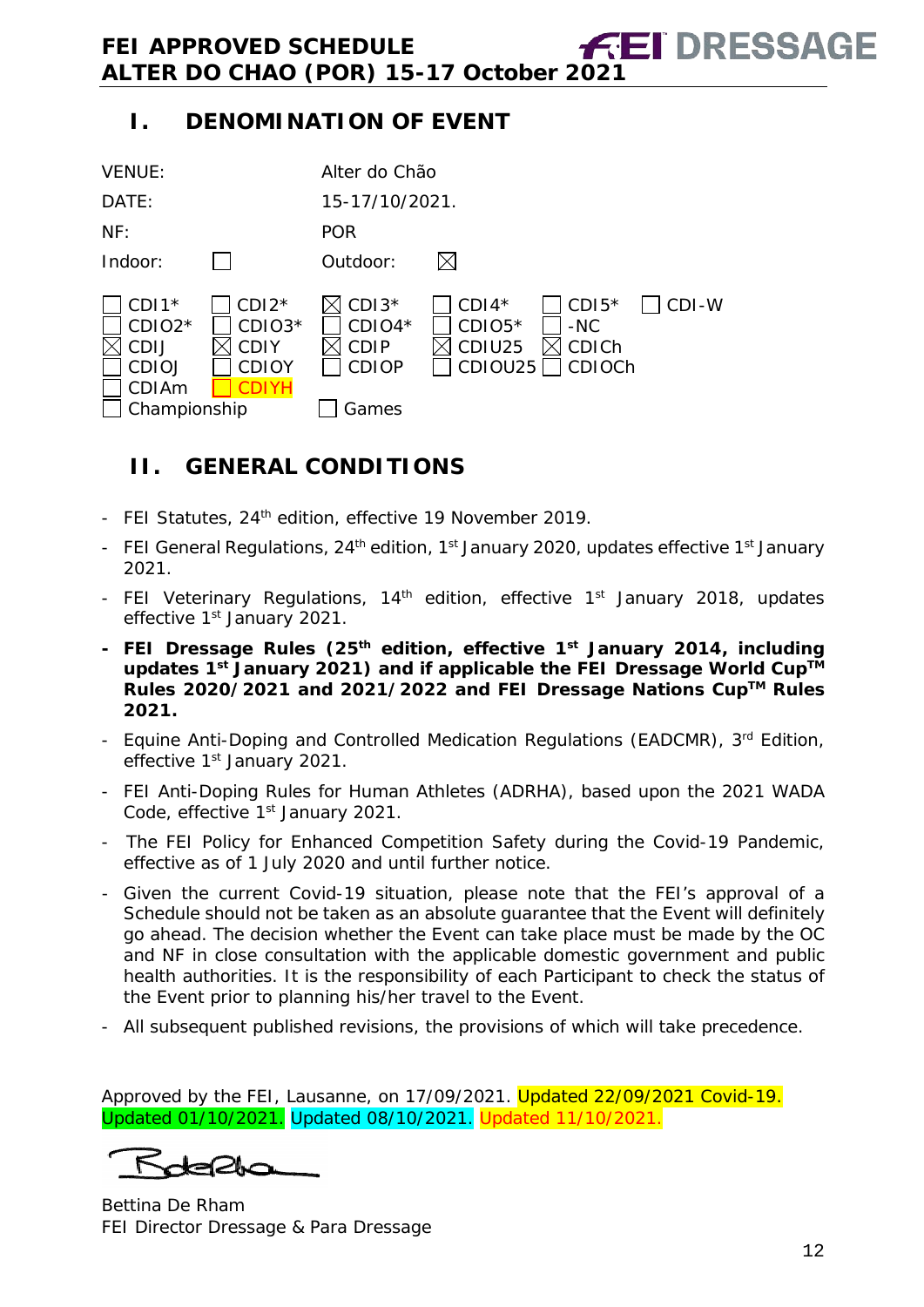## I. DENOMINATION OF EVENT

| | | | |
|---|---|---|---|
| VENUE: | | Alter do Chão | |
| DATE: | | 15-17/10/2021. | |
| NF: | | POR | |
| Indoor: | ☐ | Outdoor: | ☒ |

| | | | | | |
|---|---|---|---|---|---|
| ☐ CDI1* | ☐ CDI2* | ☒ CDI3* | ☐ CDI4* | ☐ CDI5* | ☐ CDI-W |
| ☐ CDIO2* | ☐ CDIO3* | ☐ CDIO4* | ☐ CDIO5* | ☐ -NC | |
| ☒ CDIJ | ☒ CDIY | ☒ CDIP | ☒ CDIU25 | ☒ CDICh | |
| ☐ CDIOJ | ☐ CDIOY | ☐ CDIOP | ☐ CDIOU25 | ☐ CDIOCh | |
| ☐ CDIAm | ☐ CDIYH | | | | |
| ☐ Championship | | ☐ Games | | | |

## II. GENERAL CONDITIONS

- FEI Statutes, 24th edition, effective 19 November 2019.
- FEI General Regulations, 24th edition, 1st January 2020, updates effective 1st January 2021.
- FEI Veterinary Regulations, 14th edition, effective 1st January 2018, updates effective 1st January 2021.
- **FEI Dressage Rules (25th edition, effective 1st January 2014, including updates 1st January 2021) and if applicable the FEI Dressage World Cup™ Rules 2020/2021 and 2021/2022 and FEI Dressage Nations Cup™ Rules 2021.**
- Equine Anti-Doping and Controlled Medication Regulations (EADCMR), 3rd Edition, effective 1st January 2021.
- FEI Anti-Doping Rules for Human Athletes (ADRHA), based upon the 2021 WADA Code, effective 1st January 2021.
- The FEI Policy for Enhanced Competition Safety during the Covid-19 Pandemic, effective as of 1 July 2020 and until further notice.
- Given the current Covid-19 situation, please note that the FEI's approval of a Schedule should not be taken as an absolute guarantee that the Event will definitely go ahead. The decision whether the Event can take place must be made by the OC and NF in close consultation with the applicable domestic government and public health authorities. It is the responsibility of each Participant to check the status of the Event prior to planning his/her travel to the Event.
- All subsequent published revisions, the provisions of which will take precedence.

Approved by the FEI, Lausanne, on 17/09/2021. Updated 22/09/2021 Covid-19. Updated 01/10/2021. Updated 08/10/2021. Updated 11/10/2021.

Bettina De Rham
FEI Director Dressage & Para Dressage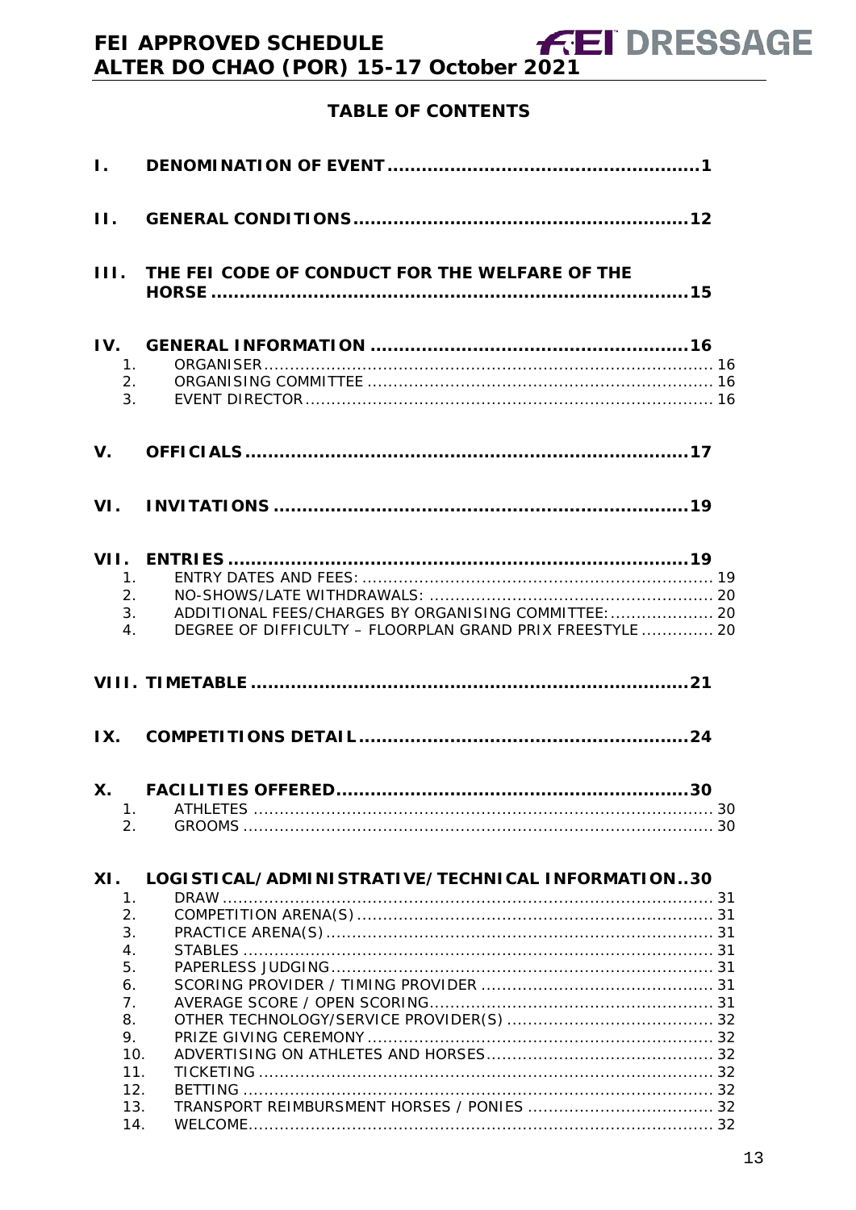## TABLE OF CONTENTS

| | | |
|---|---|---|
| **I.** | **DENOMINATION OF EVENT** | **1** |
| **II.** | **GENERAL CONDITIONS** | **12** |
| **III.** | **THE FEI CODE OF CONDUCT FOR THE WELFARE OF THE HORSE** | **15** |
| **IV.** | **GENERAL INFORMATION** | **16** |
| 1. | ORGANISER | 16 |
| 2. | ORGANISING COMMITTEE | 16 |
| 3. | EVENT DIRECTOR | 16 |
| **V.** | **OFFICIALS** | **17** |
| **VI.** | **INVITATIONS** | **19** |
| **VII.** | **ENTRIES** | **19** |
| 1. | ENTRY DATES AND FEES: | 19 |
| 2. | NO-SHOWS/LATE WITHDRAWALS: | 20 |
| 3. | ADDITIONAL FEES/CHARGES BY ORGANISING COMMITTEE: | 20 |
| 4. | DEGREE OF DIFFICULTY – FLOORPLAN GRAND PRIX FREESTYLE | 20 |
| **VIII.** | **TIMETABLE** | **21** |
| **IX.** | **COMPETITIONS DETAIL** | **24** |
| **X.** | **FACILITIES OFFERED** | **30** |
| 1. | ATHLETES | 30 |
| 2. | GROOMS | 30 |
| **XI.** | **LOGISTICAL/ADMINISTRATIVE/TECHNICAL INFORMATION** | **30** |
| 1. | DRAW | 31 |
| 2. | COMPETITION ARENA(S) | 31 |
| 3. | PRACTICE ARENA(S) | 31 |
| 4. | STABLES | 31 |
| 5. | PAPERLESS JUDGING | 31 |
| 6. | SCORING PROVIDER / TIMING PROVIDER | 31 |
| 7. | AVERAGE SCORE / OPEN SCORING | 31 |
| 8. | OTHER TECHNOLOGY/SERVICE PROVIDER(S) | 32 |
| 9. | PRIZE GIVING CEREMONY | 32 |
| 10. | ADVERTISING ON ATHLETES AND HORSES | 32 |
| 11. | TICKETING | 32 |
| 12. | BETTING | 32 |
| 13. | TRANSPORT REIMBURSMENT HORSES / PONIES | 32 |
| 14. | WELCOME | 32 |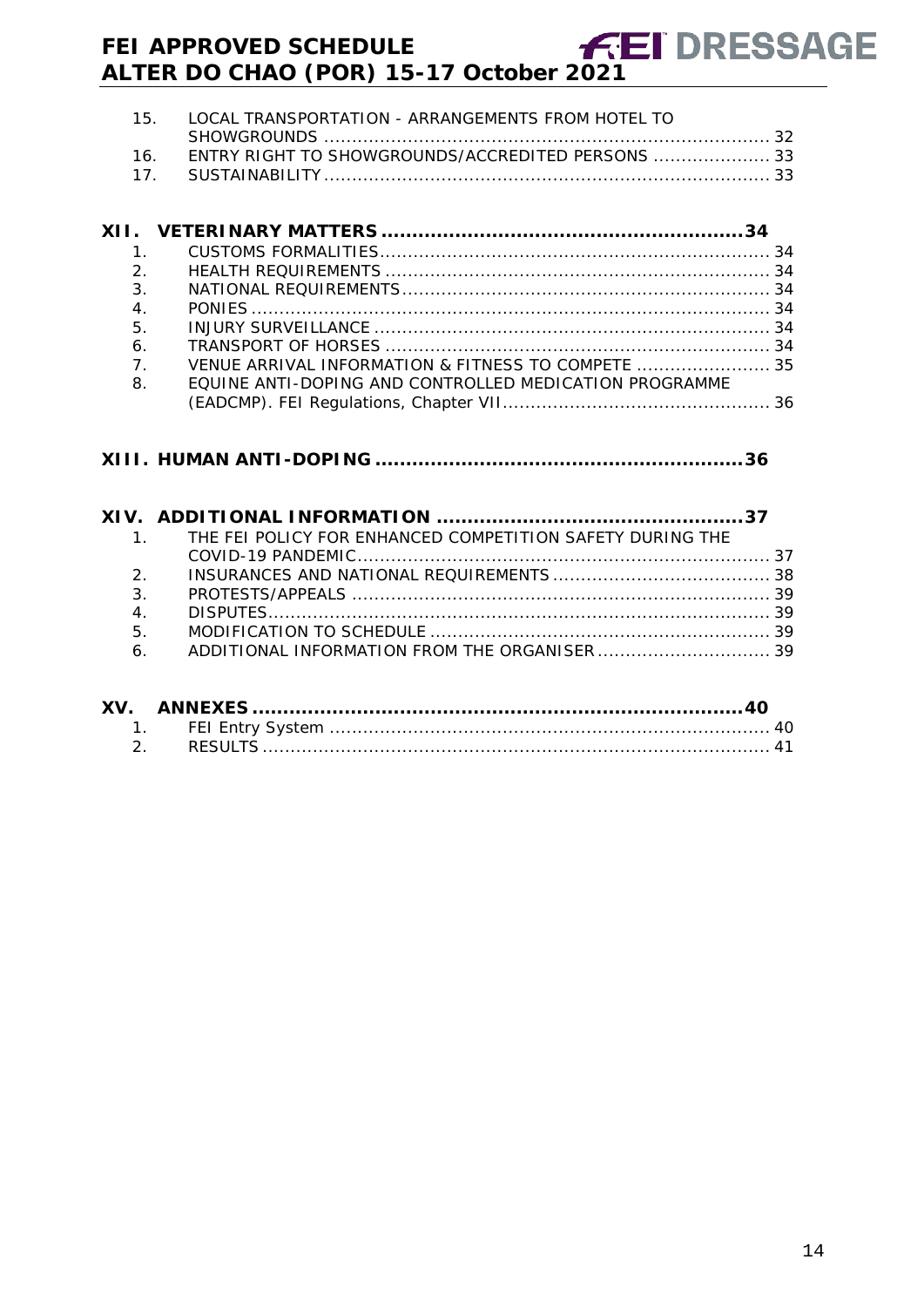15. LOCAL TRANSPORTATION - ARRANGEMENTS FROM HOTEL TO SHOWGROUNDS ................................................................................ 32
16. ENTRY RIGHT TO SHOWGROUNDS/ACCREDITED PERSONS .................... 33
17. SUSTAINABILITY ................................................................................ 33

**XII. VETERINARY MATTERS .........................................................34**

1. CUSTOMS FORMALITIES ...................................................................... 34
2. HEALTH REQUIREMENTS ..................................................................... 34
3. NATIONAL REQUIREMENTS .................................................................. 34
4. PONIES ............................................................................................. 34
5. INJURY SURVEILLANCE ....................................................................... 34
6. TRANSPORT OF HORSES ..................................................................... 34
7. VENUE ARRIVAL INFORMATION & FITNESS TO COMPETE ....................... 35
8. EQUINE ANTI-DOPING AND CONTROLLED MEDICATION PROGRAMME (EADCMP). FEI Regulations, Chapter VII ................................................ 36

**XIII. HUMAN ANTI-DOPING ..........................................................36**

**XIV. ADDITIONAL INFORMATION .................................................37**

1. THE FEI POLICY FOR ENHANCED COMPETITION SAFETY DURING THE COVID-19 PANDEMIC .......................................................................... 37
2. INSURANCES AND NATIONAL REQUIREMENTS ...................................... 38
3. PROTESTS/APPEALS ........................................................................... 39
4. DISPUTES .......................................................................................... 39
5. MODIFICATION TO SCHEDULE ............................................................. 39
6. ADDITIONAL INFORMATION FROM THE ORGANISER ............................... 39

**XV. ANNEXES ..............................................................................40**

1. FEI Entry System ................................................................................ 40
2. RESULTS ........................................................................................... 41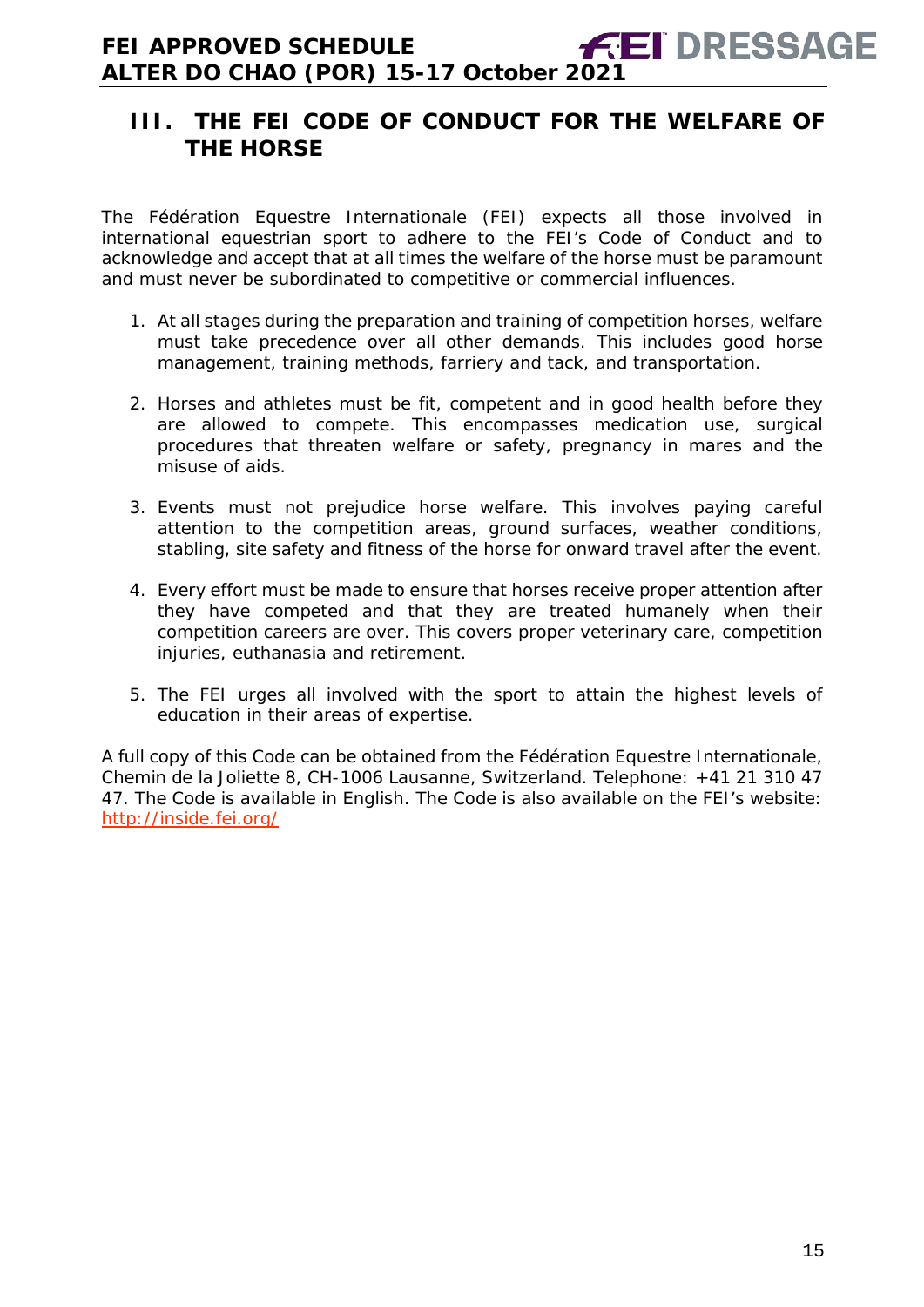## III. THE FEI CODE OF CONDUCT FOR THE WELFARE OF THE HORSE

The Fédération Equestre Internationale (FEI) expects all those involved in international equestrian sport to adhere to the FEI's Code of Conduct and to acknowledge and accept that at all times the welfare of the horse must be paramount and must never be subordinated to competitive or commercial influences.

1. At all stages during the preparation and training of competition horses, welfare must take precedence over all other demands. This includes good horse management, training methods, farriery and tack, and transportation.
2. Horses and athletes must be fit, competent and in good health before they are allowed to compete. This encompasses medication use, surgical procedures that threaten welfare or safety, pregnancy in mares and the misuse of aids.
3. Events must not prejudice horse welfare. This involves paying careful attention to the competition areas, ground surfaces, weather conditions, stabling, site safety and fitness of the horse for onward travel after the event.
4. Every effort must be made to ensure that horses receive proper attention after they have competed and that they are treated humanely when their competition careers are over. This covers proper veterinary care, competition injuries, euthanasia and retirement.
5. The FEI urges all involved with the sport to attain the highest levels of education in their areas of expertise.

A full copy of this Code can be obtained from the Fédération Equestre Internationale, Chemin de la Joliette 8, CH-1006 Lausanne, Switzerland. Telephone: +41 21 310 47 47. The Code is available in English. The Code is also available on the FEI's website: http://inside.fei.org/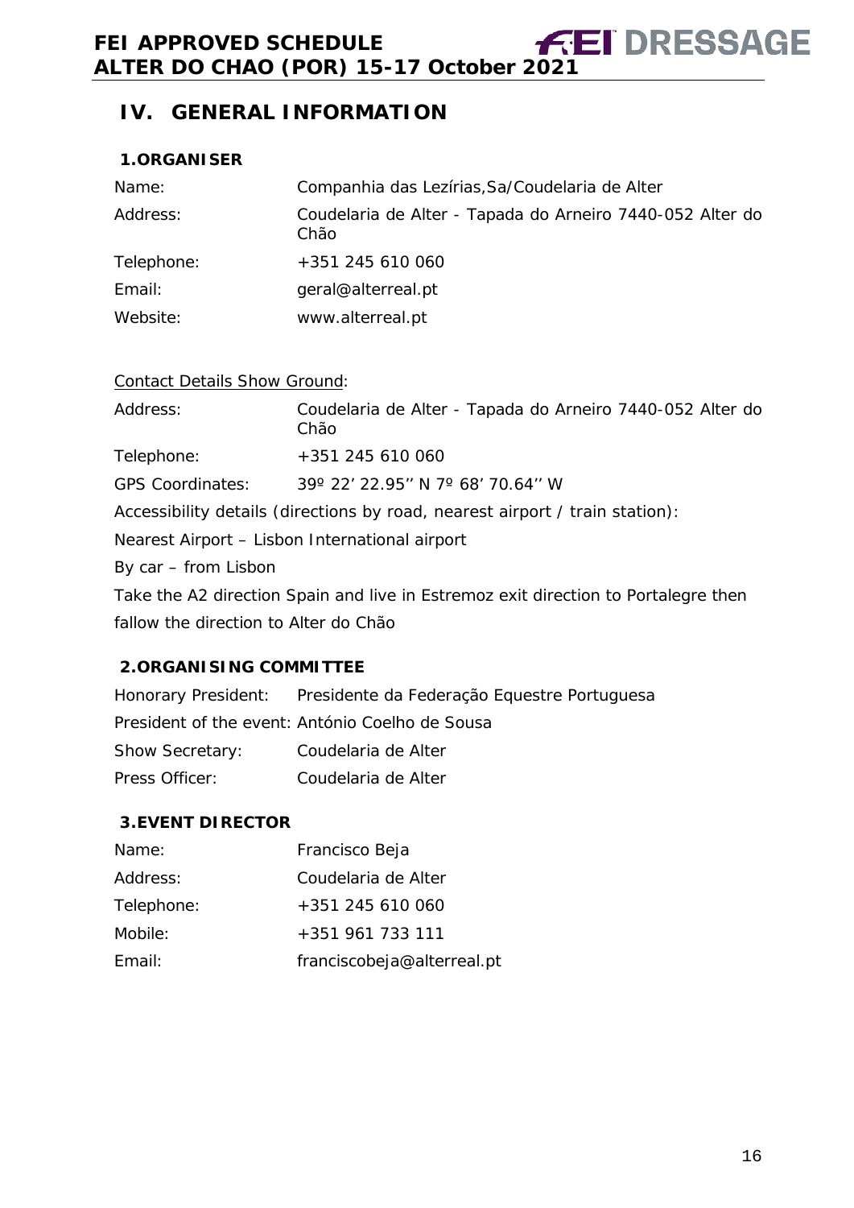## IV. GENERAL INFORMATION

### 1. ORGANISER

| | |
|---|---|
| Name: | Companhia das Lezírias,Sa/Coudelaria de Alter |
| Address: | Coudelaria de Alter - Tapada do Arneiro 7440-052 Alter do Chão |
| Telephone: | +351 245 610 060 |
| Email: | geral@alterreal.pt |
| Website: | www.alterreal.pt |

Contact Details Show Ground:

| | |
|---|---|
| Address: | Coudelaria de Alter - Tapada do Arneiro 7440-052 Alter do Chão |
| Telephone: | +351 245 610 060 |
| GPS Coordinates: | 39º 22' 22.95'' N 7º 68' 70.64'' W |

Accessibility details (directions by road, nearest airport / train station):

Nearest Airport – Lisbon International airport

By car – from Lisbon

Take the A2 direction Spain and live in Estremoz exit direction to Portalegre then fallow the direction to Alter do Chão

### 2. ORGANISING COMMITTEE

| | |
|---|---|
| Honorary President: | Presidente da Federação Equestre Portuguesa |
| President of the event: | António Coelho de Sousa |
| Show Secretary: | Coudelaria de Alter |
| Press Officer: | Coudelaria de Alter |

### 3. EVENT DIRECTOR

| | |
|---|---|
| Name: | Francisco Beja |
| Address: | Coudelaria de Alter |
| Telephone: | +351 245 610 060 |
| Mobile: | +351 961 733 111 |
| Email: | franciscobeja@alterreal.pt |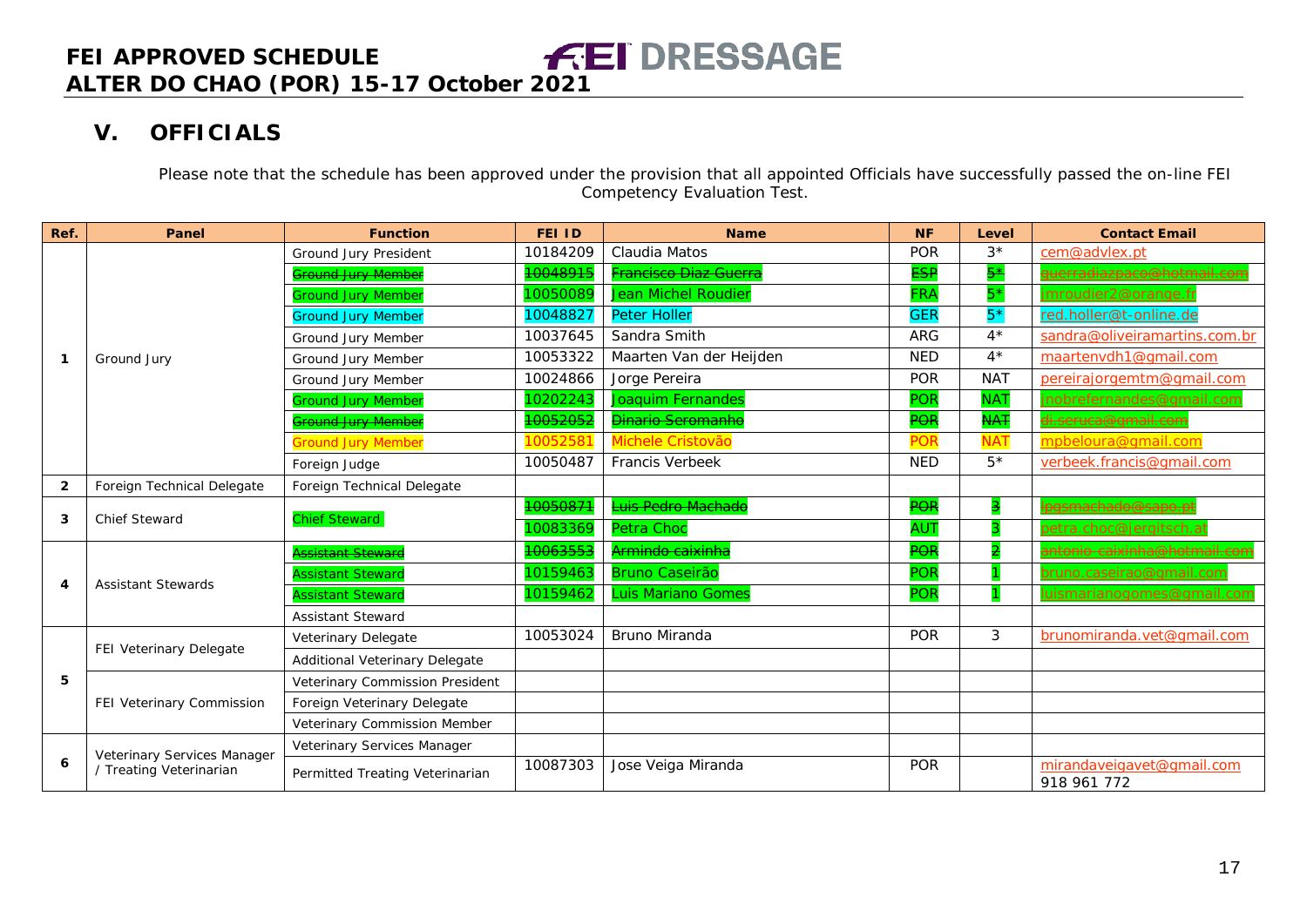FEI APPROVED SCHEDULE
ALTER DO CHAO (POR) 15-17 October 2021

## V. OFFICIALS

Please note that the schedule has been approved under the provision that all appointed Officials have successfully passed the on-line FEI Competency Evaluation Test.

| Ref. | Panel | Function | FEI ID | Name | NF | Level | Contact Email |
|---|---|---|---|---|---|---|---|
| 1 | Ground Jury | Ground Jury President | 10184209 | Claudia Matos | POR | 3* | cem@advlex.pt |
| | | ~~Ground Jury Member~~ | ~~10048915~~ | ~~Francisco Diaz Guerra~~ | ~~ESP~~ | ~~5*~~ | ~~guerradiazpaco@hotmail.com~~ |
| | | Ground Jury Member | 10050089 | Jean Michel Roudier | FRA | 5* | jmroudier2@orange.fr |
| | | Ground Jury Member | 10048827 | Peter Holler | GER | 5* | red.holler@t-online.de |
| | | Ground Jury Member | 10037645 | Sandra Smith | ARG | 4* | sandra@oliveiramartins.com.br |
| | | Ground Jury Member | 10053322 | Maarten Van der Heijden | NED | 4* | maartenvdh1@gmail.com |
| | | Ground Jury Member | 10024866 | Jorge Pereira | POR | NAT | pereirajorgemtm@gmail.com |
| | | Ground Jury Member | 10202243 | Joaquim Fernandes | POR | NAT | jnobrefernandes@gmail.com |
| | | ~~Ground Jury Member~~ | ~~10052052~~ | ~~Dinario Seromanho~~ | ~~POR~~ | ~~NAT~~ | ~~dl.seruca@gmail.com~~ |
| | | Ground Jury Member | 10052581 | Michele Cristovão | POR | NAT | mpbeloura@gmail.com |
| | | Foreign Judge | 10050487 | Francis Verbeek | NED | 5* | verbeek.francis@gmail.com |
| 2 | Foreign Technical Delegate | Foreign Technical Delegate | | | | | |
| 3 | Chief Steward | Chief Steward | ~~10050871~~ | ~~Luis Pedro Machado~~ | ~~POR~~ | ~~3~~ | ~~lpgsmachado@sapo.pt~~ |
| | | | 10083369 | Petra Choc | AUT | 3 | petra.choc@jergitsch.at |
| 4 | Assistant Stewards | ~~Assistant Steward~~ | ~~10063553~~ | ~~Armindo caixinha~~ | ~~POR~~ | ~~2~~ | ~~antonio_caixinha@hotmail.com~~ |
| | | Assistant Steward | 10159463 | Bruno Caseirão | POR | 1 | bruno.caseirao@gmail.com |
| | | Assistant Steward | 10159462 | Luis Mariano Gomes | POR | 1 | luismarianogomes@gmail.com |
| | | Assistant Steward | | | | | |
| 5 | FEI Veterinary Delegate | Veterinary Delegate | 10053024 | Bruno Miranda | POR | 3 | brunomiranda.vet@gmail.com |
| | | Additional Veterinary Delegate | | | | | |
| | FEI Veterinary Commission | Veterinary Commission President | | | | | |
| | | Foreign Veterinary Delegate | | | | | |
| | | Veterinary Commission Member | | | | | |
| 6 | Veterinary Services Manager / Treating Veterinarian | Veterinary Services Manager | | | | | |
| | | Permitted Treating Veterinarian | 10087303 | Jose Veiga Miranda | POR | | mirandaveigavet@gmail.com 918 961 772 |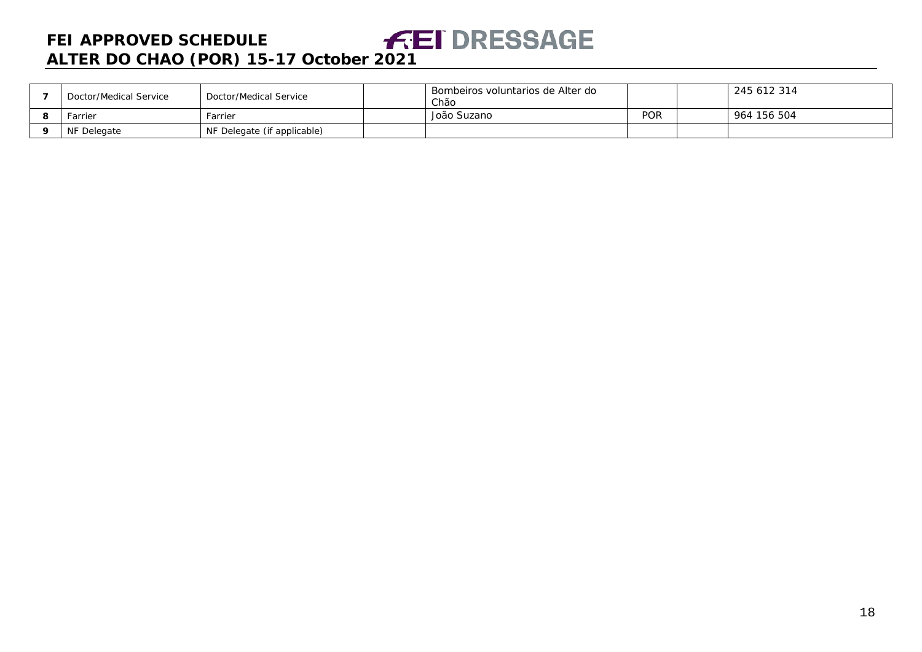| 7 | Doctor/Medical Service | Doctor/Medical Service | | Bombeiros voluntarios de Alter do Chão | | | 245 612 314 |
|---|---|---|---|---|---|---|---|
| 8 | Farrier | Farrier | | João Suzano | POR | | 964 156 504 |
| 9 | NF Delegate | NF Delegate (if applicable) | | | | | |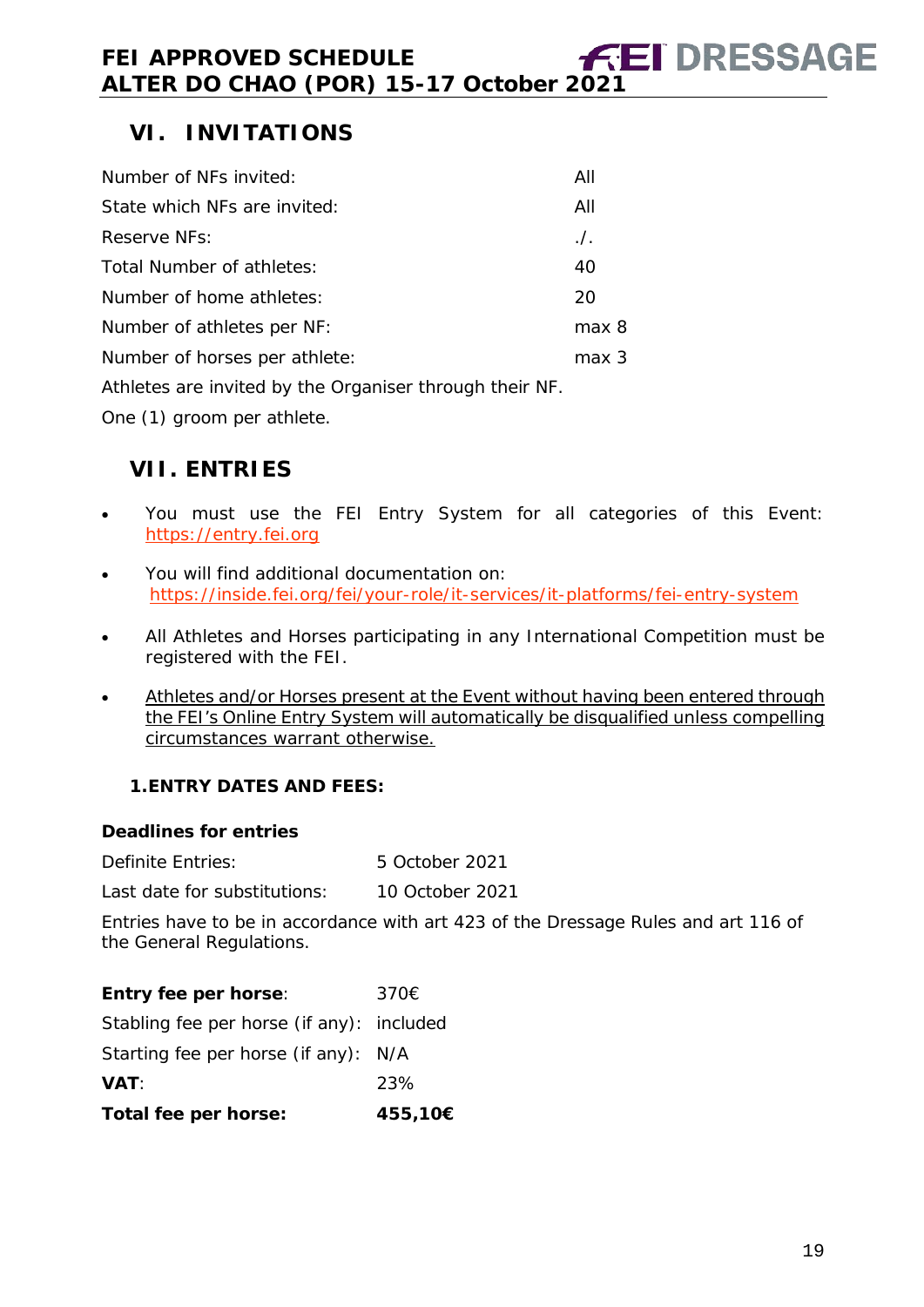## VI. INVITATIONS

| | |
|---|---|
| Number of NFs invited: | All |
| State which NFs are invited: | All |
| Reserve NFs: | ./. |
| Total Number of athletes: | 40 |
| Number of home athletes: | 20 |
| Number of athletes per NF: | max 8 |
| Number of horses per athlete: | max 3 |

Athletes are invited by the Organiser through their NF.

One (1) groom per athlete.

## VII. ENTRIES

- You must use the FEI Entry System for all categories of this Event: https://entry.fei.org
- You will find additional documentation on: https://inside.fei.org/fei/your-role/it-services/it-platforms/fei-entry-system
- All Athletes and Horses participating in any International Competition must be registered with the FEI.
- Athletes and/or Horses present at the Event without having been entered through the FEI's Online Entry System will automatically be disqualified unless compelling circumstances warrant otherwise.

### 1. ENTRY DATES AND FEES:

**Deadlines for entries**

| | |
|---|---|
| Definite Entries: | 5 October 2021 |
| Last date for substitutions: | 10 October 2021 |

Entries have to be in accordance with art 423 of the Dressage Rules and art 116 of the General Regulations.

| | |
|---|---|
| **Entry fee per horse**: | 370€ |
| Stabling fee per horse (if any): | included |
| Starting fee per horse (if any): | N/A |
| **VAT**: | 23% |
| **Total fee per horse:** | **455,10€** |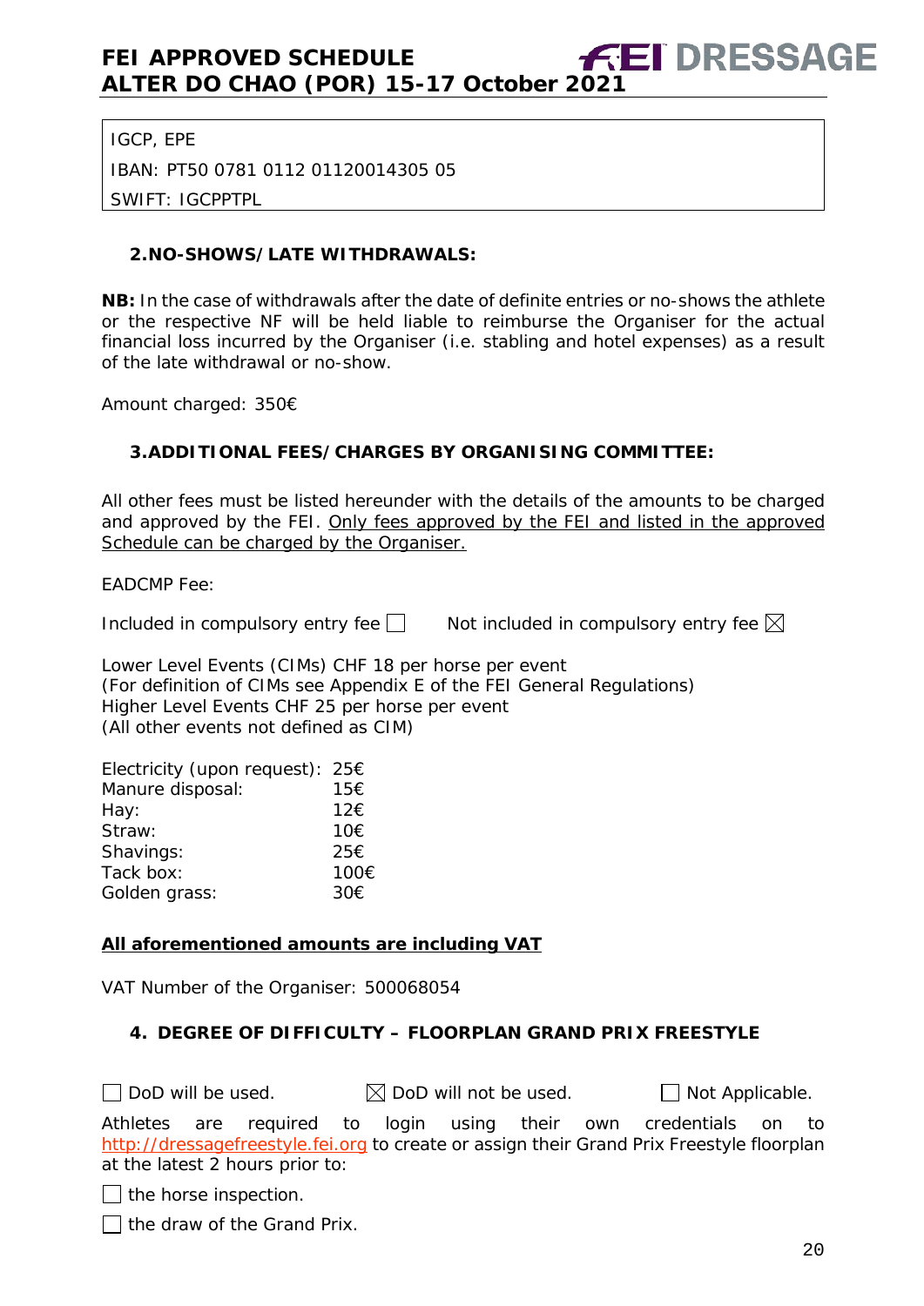IGCP, EPE

IBAN: PT50 0781 0112 01120014305 05

SWIFT: IGCPPTPL

### 2. NO-SHOWS/LATE WITHDRAWALS:

**NB:** In the case of withdrawals after the date of definite entries or no-shows the athlete or the respective NF will be held liable to reimburse the Organiser for the actual financial loss incurred by the Organiser (i.e. stabling and hotel expenses) as a result of the late withdrawal or no-show.

Amount charged: 350€

### 3. ADDITIONAL FEES/CHARGES BY ORGANISING COMMITTEE:

All other fees must be listed hereunder with the details of the amounts to be charged and approved by the FEI. Only fees approved by the FEI and listed in the approved Schedule can be charged by the Organiser.

EADCMP Fee:

Included in compulsory entry fee ☐ Not included in compulsory entry fee ☒

Lower Level Events (CIMs) CHF 18 per horse per event
(For definition of CIMs see Appendix E of the FEI General Regulations)
Higher Level Events CHF 25 per horse per event
(All other events not defined as CIM)

Electricity (upon request): 25€
Manure disposal: 15€
Hay: 12€
Straw: 10€
Shavings: 25€
Tack box: 100€
Golden grass: 30€

**All aforementioned amounts are including VAT**

VAT Number of the Organiser: 500068054

### 4. DEGREE OF DIFFICULTY – FLOORPLAN GRAND PRIX FREESTYLE

☐ DoD will be used. ☒ DoD will not be used. ☐ Not Applicable.

Athletes are required to login using their own credentials on to http://dressagefreestyle.fei.org to create or assign their Grand Prix Freestyle floorplan at the latest 2 hours prior to:

☐ the horse inspection.

☐ the draw of the Grand Prix.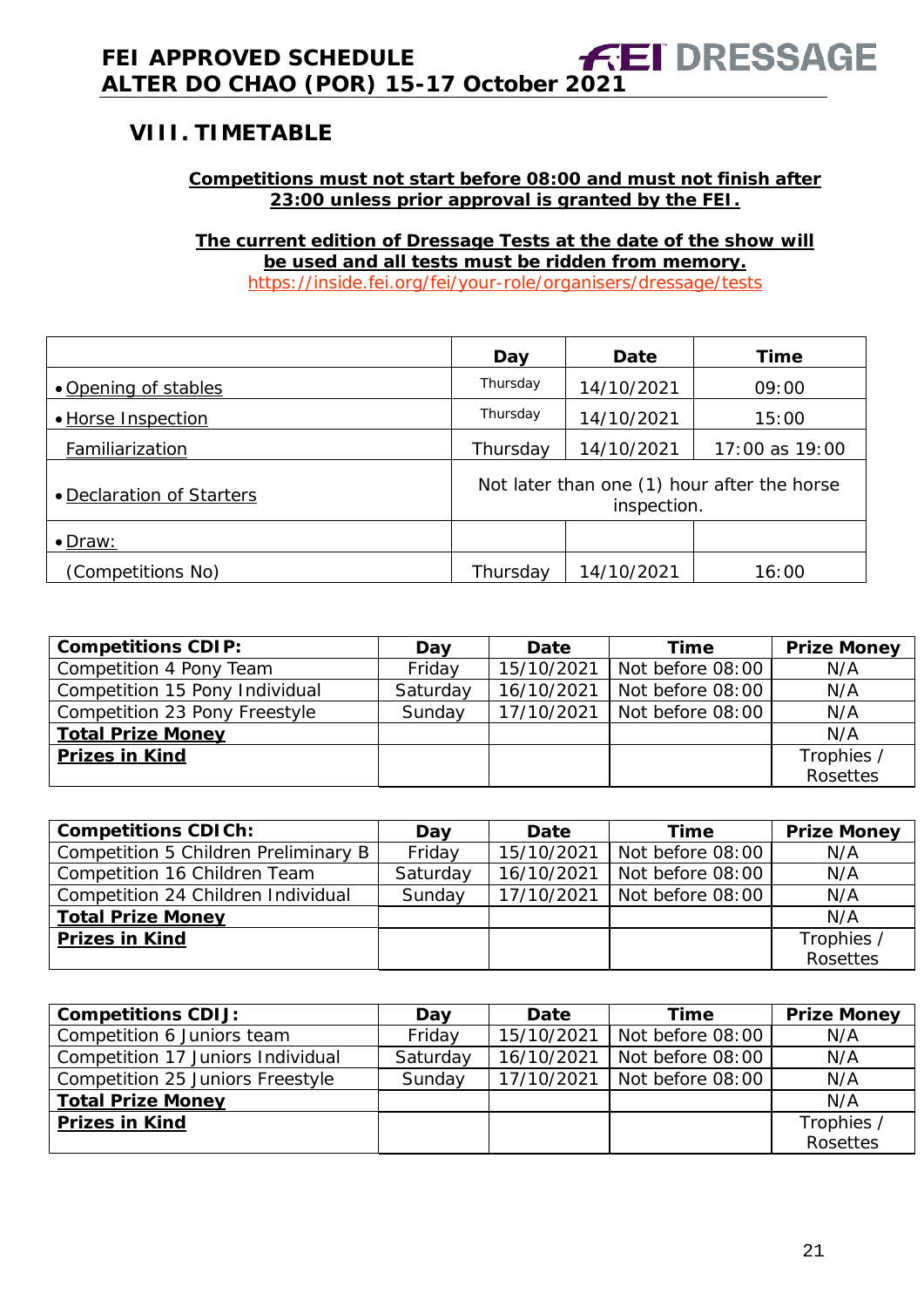## VIII. TIMETABLE

**Competitions must not start before 08:00 and must not finish after 23:00 unless prior approval is granted by the FEI.**

**The current edition of Dressage Tests at the date of the show will be used and all tests must be ridden from memory.**
https://inside.fei.org/fei/your-role/organisers/dressage/tests

| | Day | Date | Time |
|---|---|---|---|
| • Opening of stables | Thursday | 14/10/2021 | 09:00 |
| • Horse Inspection | Thursday | 14/10/2021 | 15:00 |
| Familiarization | Thursday | 14/10/2021 | 17:00 as 19:00 |
| • Declaration of Starters | Not later than one (1) hour after the horse inspection. | | |
| • Draw: | | | |
| (Competitions No) | Thursday | 14/10/2021 | 16:00 |

| Competitions CDIP: | Day | Date | Time | Prize Money |
|---|---|---|---|---|
| Competition 4 Pony Team | Friday | 15/10/2021 | Not before 08:00 | N/A |
| Competition 15 Pony Individual | Saturday | 16/10/2021 | Not before 08:00 | N/A |
| Competition 23 Pony Freestyle | Sunday | 17/10/2021 | Not before 08:00 | N/A |
| **Total Prize Money** | | | | N/A |
| **Prizes in Kind** | | | | Trophies / Rosettes |

| Competitions CDICh: | Day | Date | Time | Prize Money |
|---|---|---|---|---|
| Competition 5 Children Preliminary B | Friday | 15/10/2021 | Not before 08:00 | N/A |
| Competition 16 Children Team | Saturday | 16/10/2021 | Not before 08:00 | N/A |
| Competition 24 Children Individual | Sunday | 17/10/2021 | Not before 08:00 | N/A |
| **Total Prize Money** | | | | N/A |
| **Prizes in Kind** | | | | Trophies / Rosettes |

| Competitions CDIJ: | Day | Date | Time | Prize Money |
|---|---|---|---|---|
| Competition 6 Juniors team | Friday | 15/10/2021 | Not before 08:00 | N/A |
| Competition 17 Juniors Individual | Saturday | 16/10/2021 | Not before 08:00 | N/A |
| Competition 25 Juniors Freestyle | Sunday | 17/10/2021 | Not before 08:00 | N/A |
| **Total Prize Money** | | | | N/A |
| **Prizes in Kind** | | | | Trophies / Rosettes |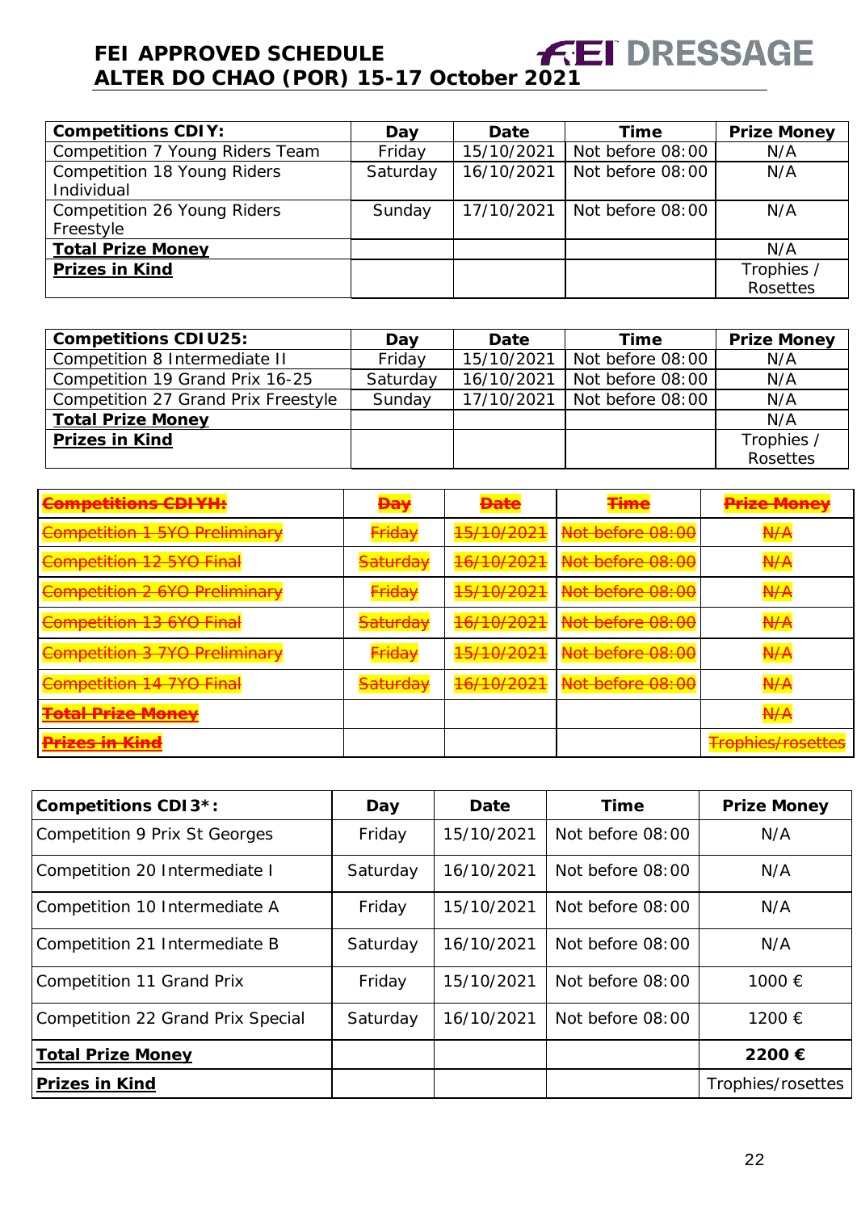# FEI APPROVED SCHEDULE
## ALTER DO CHAO (POR) 15-17 October 2021

| Competitions CDIY: | Day | Date | Time | Prize Money |
|---|---|---|---|---|
| Competition 7 Young Riders Team | Friday | 15/10/2021 | Not before 08:00 | N/A |
| Competition 18 Young Riders Individual | Saturday | 16/10/2021 | Not before 08:00 | N/A |
| Competition 26 Young Riders Freestyle | Sunday | 17/10/2021 | Not before 08:00 | N/A |
| **Total Prize Money** | | | | N/A |
| **Prizes in Kind** | | | | Trophies / Rosettes |

| Competitions CDIU25: | Day | Date | Time | Prize Money |
|---|---|---|---|---|
| Competition 8 Intermediate II | Friday | 15/10/2021 | Not before 08:00 | N/A |
| Competition 19 Grand Prix 16-25 | Saturday | 16/10/2021 | Not before 08:00 | N/A |
| Competition 27 Grand Prix Freestyle | Sunday | 17/10/2021 | Not before 08:00 | N/A |
| **Total Prize Money** | | | | N/A |
| **Prizes in Kind** | | | | Trophies / Rosettes |

| ~~Competitions CDIYH:~~ | ~~Day~~ | ~~Date~~ | ~~Time~~ | ~~Prize Money~~ |
|---|---|---|---|---|
| ~~Competition 1 5YO Preliminary~~ | ~~Friday~~ | ~~15/10/2021~~ | ~~Not before 08:00~~ | ~~N/A~~ |
| ~~Competition 12 5YO Final~~ | ~~Saturday~~ | ~~16/10/2021~~ | ~~Not before 08:00~~ | ~~N/A~~ |
| ~~Competition 2 6YO Preliminary~~ | ~~Friday~~ | ~~15/10/2021~~ | ~~Not before 08:00~~ | ~~N/A~~ |
| ~~Competition 13 6YO Final~~ | ~~Saturday~~ | ~~16/10/2021~~ | ~~Not before 08:00~~ | ~~N/A~~ |
| ~~Competition 3 7YO Preliminary~~ | ~~Friday~~ | ~~15/10/2021~~ | ~~Not before 08:00~~ | ~~N/A~~ |
| ~~Competition 14 7YO Final~~ | ~~Saturday~~ | ~~16/10/2021~~ | ~~Not before 08:00~~ | ~~N/A~~ |
| ~~**Total Prize Money**~~ | | | | ~~N/A~~ |
| ~~**Prizes in Kind**~~ | | | | ~~Trophies/rosettes~~ |

| Competitions CDI3*: | Day | Date | Time | Prize Money |
|---|---|---|---|---|
| Competition 9 Prix St Georges | Friday | 15/10/2021 | Not before 08:00 | N/A |
| Competition 20 Intermediate I | Saturday | 16/10/2021 | Not before 08:00 | N/A |
| Competition 10 Intermediate A | Friday | 15/10/2021 | Not before 08:00 | N/A |
| Competition 21 Intermediate B | Saturday | 16/10/2021 | Not before 08:00 | N/A |
| Competition 11 Grand Prix | Friday | 15/10/2021 | Not before 08:00 | 1000 € |
| Competition 22 Grand Prix Special | Saturday | 16/10/2021 | Not before 08:00 | 1200 € |
| **Total Prize Money** | | | | **2200 €** |
| **Prizes in Kind** | | | | Trophies/rosettes |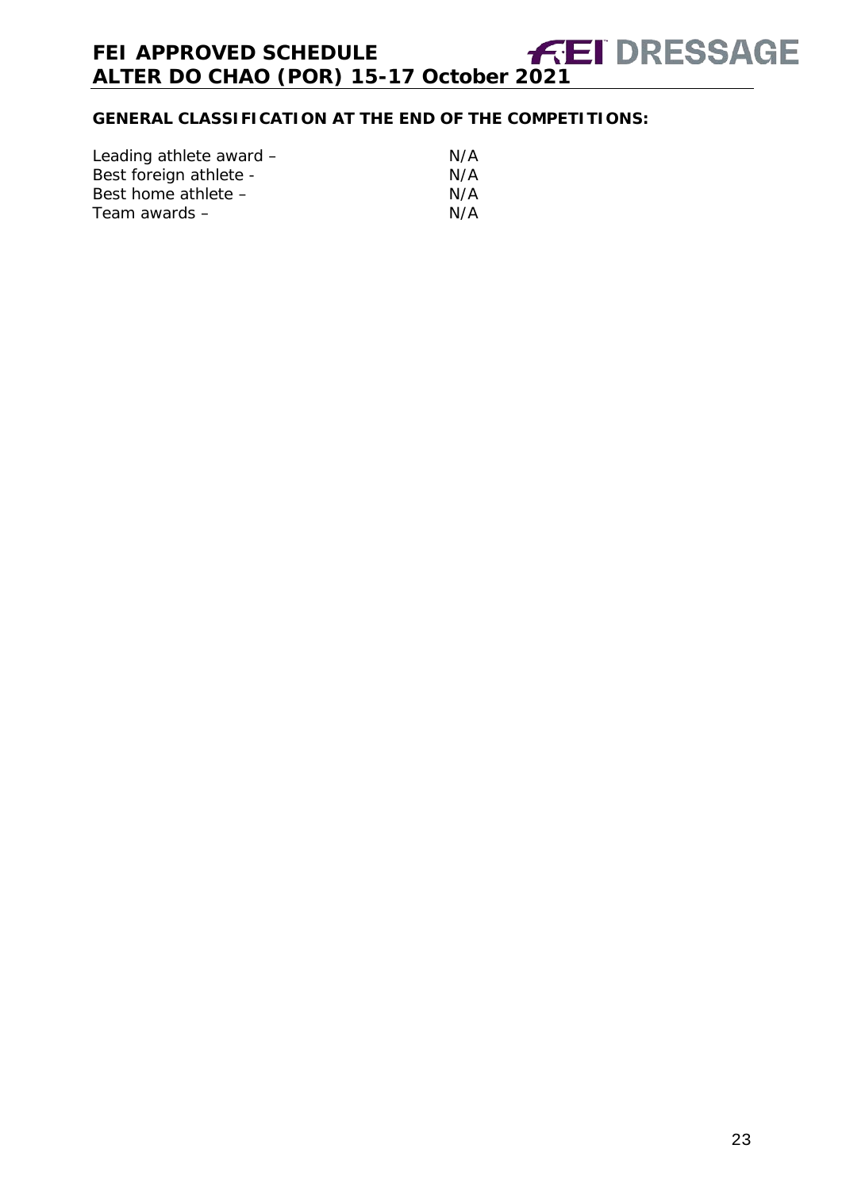**GENERAL CLASSIFICATION AT THE END OF THE COMPETITIONS:**

| | |
|---|---|
| Leading athlete award – | N/A |
| Best foreign athlete - | N/A |
| Best home athlete – | N/A |
| Team awards – | N/A |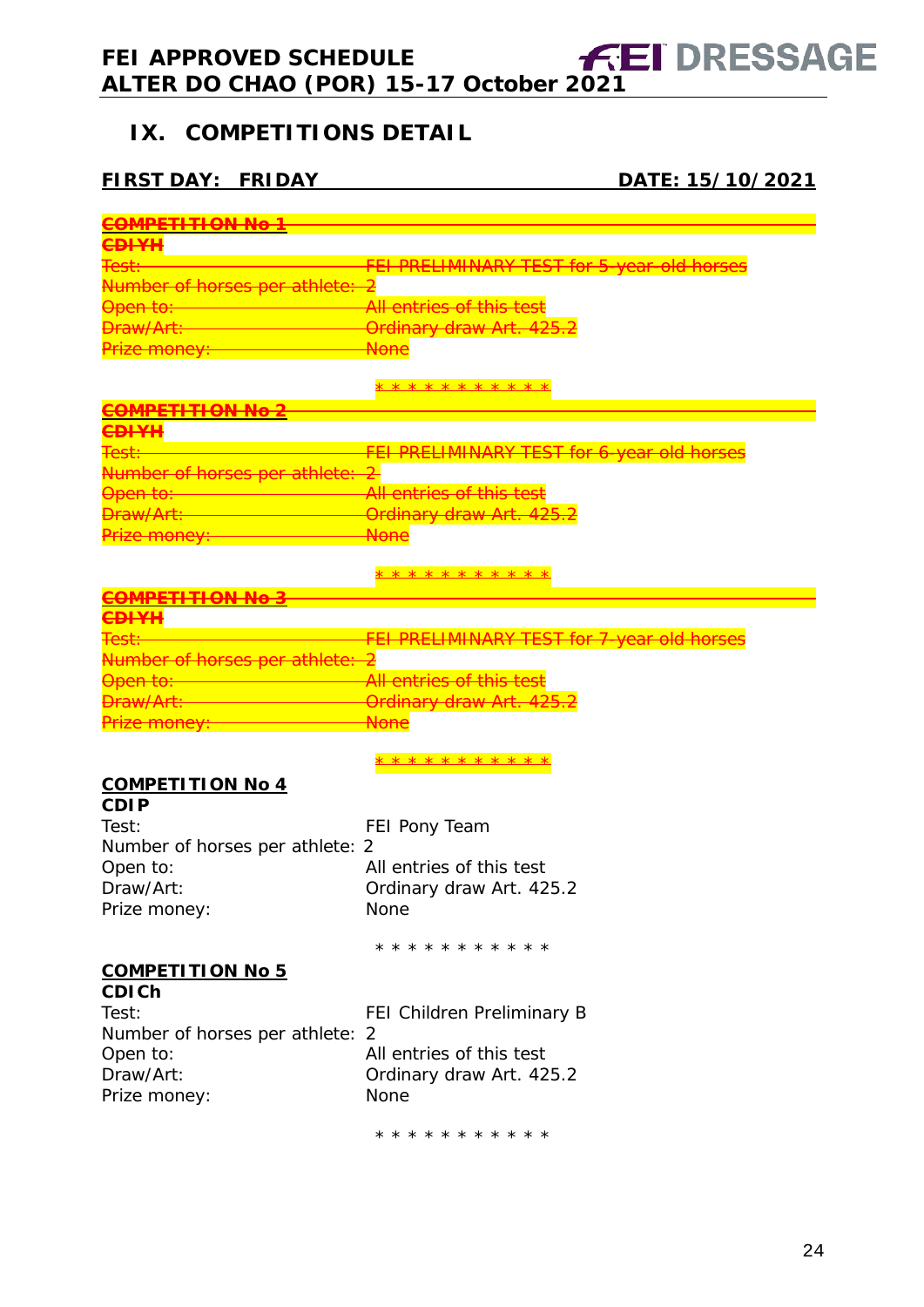## IX. COMPETITIONS DETAIL

**FIRST DAY: FRIDAY** **DATE: 15/10/2021**

~~**COMPETITION No 1**~~
~~**CDIYH**~~
~~Test: FEI PRELIMINARY TEST for 5-year-old horses~~
~~Number of horses per athlete: 2~~
~~Open to: All entries of this test~~
~~Draw/Art: Ordinary draw Art. 425.2~~
~~Prize money: None~~

~~* * * * * * * * * * *~~

~~**COMPETITION No 2**~~
~~**CDIYH**~~
~~Test: FEI PRELIMINARY TEST for 6-year-old horses~~
~~Number of horses per athlete: 2~~
~~Open to: All entries of this test~~
~~Draw/Art: Ordinary draw Art. 425.2~~
~~Prize money: None~~

~~* * * * * * * * * * *~~

~~**COMPETITION No 3**~~
~~**CDIYH**~~
~~Test: FEI PRELIMINARY TEST for 7-year-old horses~~
~~Number of horses per athlete: 2~~
~~Open to: All entries of this test~~
~~Draw/Art: Ordinary draw Art. 425.2~~
~~Prize money: None~~

~~* * * * * * * * * * *~~

**COMPETITION No 4**
**CDIP**
Test: FEI Pony Team
Number of horses per athlete: 2
Open to: All entries of this test
Draw/Art: Ordinary draw Art. 425.2
Prize money: None

* * * * * * * * * * *

**COMPETITION No 5**
**CDICh**
Test: FEI Children Preliminary B
Number of horses per athlete: 2
Open to: All entries of this test
Draw/Art: Ordinary draw Art. 425.2
Prize money: None

* * * * * * * * * * *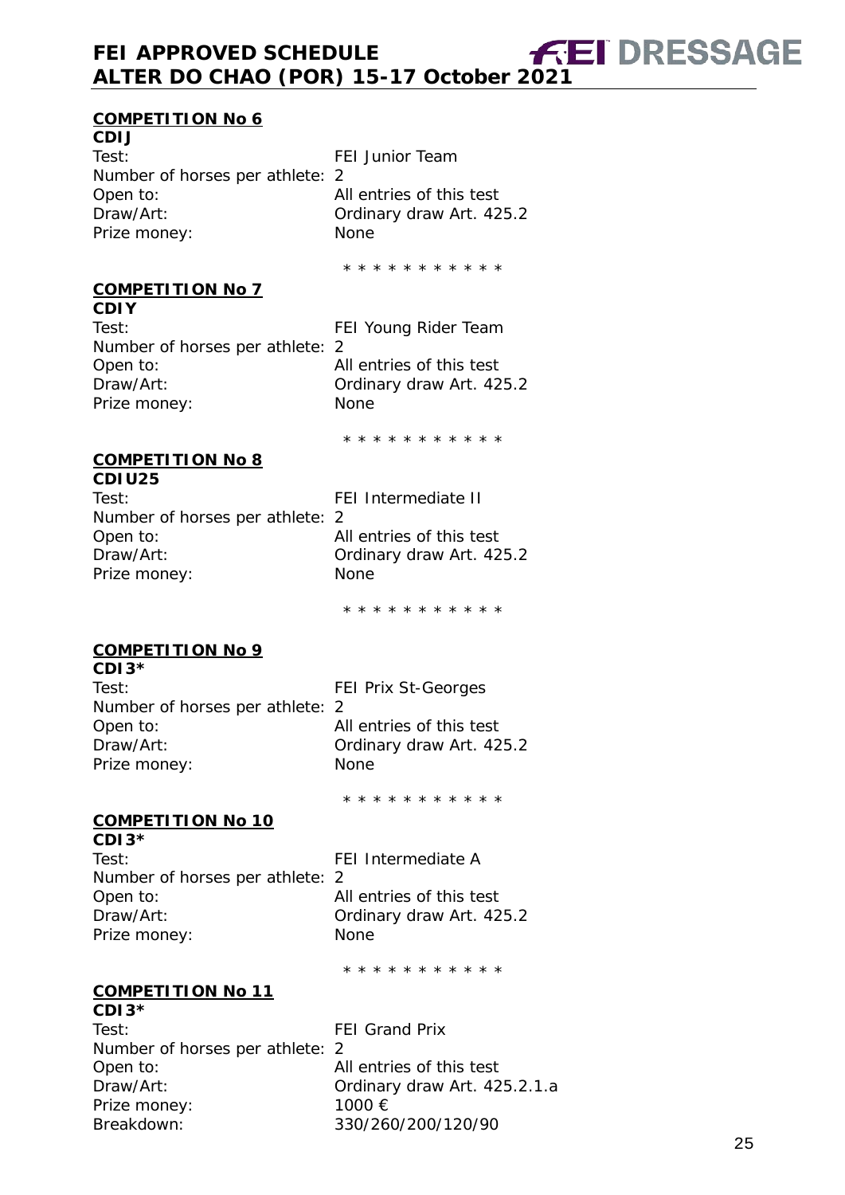## COMPETITION No 6

**CDIJ**

Test: FEI Junior Team
Number of horses per athlete: 2
Open to: All entries of this test
Draw/Art: Ordinary draw Art. 425.2
Prize money: None

* * * * * * * * * * *

## COMPETITION No 7

**CDIY**

Test: FEI Young Rider Team
Number of horses per athlete: 2
Open to: All entries of this test
Draw/Art: Ordinary draw Art. 425.2
Prize money: None

* * * * * * * * * * *

## COMPETITION No 8

**CDIU25**

Test: FEI Intermediate II
Number of horses per athlete: 2
Open to: All entries of this test
Draw/Art: Ordinary draw Art. 425.2
Prize money: None

* * * * * * * * * * *

## COMPETITION No 9

**CDI3***

Test: FEI Prix St-Georges
Number of horses per athlete: 2
Open to: All entries of this test
Draw/Art: Ordinary draw Art. 425.2
Prize money: None

* * * * * * * * * * *

## COMPETITION No 10

**CDI3***

Test: FEI Intermediate A
Number of horses per athlete: 2
Open to: All entries of this test
Draw/Art: Ordinary draw Art. 425.2
Prize money: None

* * * * * * * * * * *

## COMPETITION No 11

**CDI3***

Test: FEI Grand Prix
Number of horses per athlete: 2
Open to: All entries of this test
Draw/Art: Ordinary draw Art. 425.2.1.a
Prize money: 1000 €
Breakdown: 330/260/200/120/90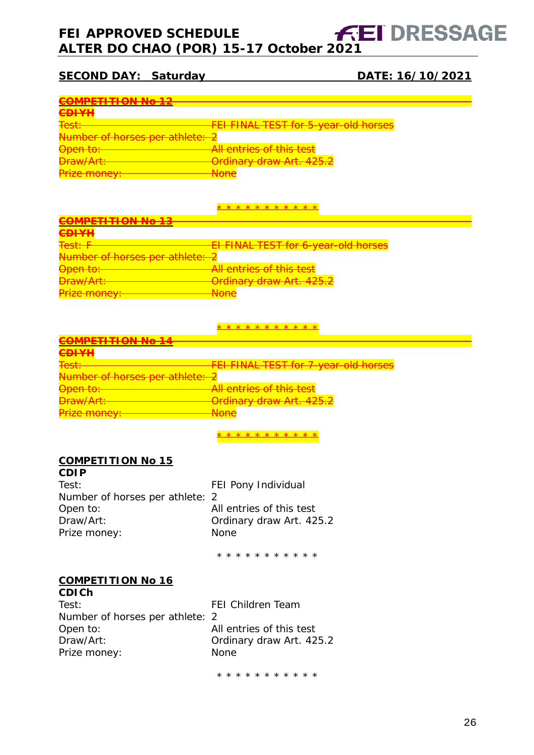## SECOND DAY: Saturday — DATE: 16/10/2021

~~**COMPETITION No 12**~~
~~**CDIYH**~~
~~Test: FEI FINAL TEST for 5-year-old horses~~
~~Number of horses per athlete: 2~~
~~Open to: All entries of this test~~
~~Draw/Art: Ordinary draw Art. 425.2~~
~~Prize money: None~~

~~* * * * * * * * * * *~~

~~**COMPETITION No 13**~~
~~**CDIYH**~~
~~Test: F EI FINAL TEST for 6-year-old horses~~
~~Number of horses per athlete: 2~~
~~Open to: All entries of this test~~
~~Draw/Art: Ordinary draw Art. 425.2~~
~~Prize money: None~~

~~* * * * * * * * * * *~~

~~**COMPETITION No 14**~~
~~**CDIYH**~~
~~Test: FEI FINAL TEST for 7-year-old horses~~
~~Number of horses per athlete: 2~~
~~Open to: All entries of this test~~
~~Draw/Art: Ordinary draw Art. 425.2~~
~~Prize money: None~~

~~* * * * * * * * * * *~~

**COMPETITION No 15**
**CDIP**
Test: FEI Pony Individual
Number of horses per athlete: 2
Open to: All entries of this test
Draw/Art: Ordinary draw Art. 425.2
Prize money: None

* * * * * * * * * * *

**COMPETITION No 16**
**CDICh**
Test: FEI Children Team
Number of horses per athlete: 2
Open to: All entries of this test
Draw/Art: Ordinary draw Art. 425.2
Prize money: None

* * * * * * * * * * *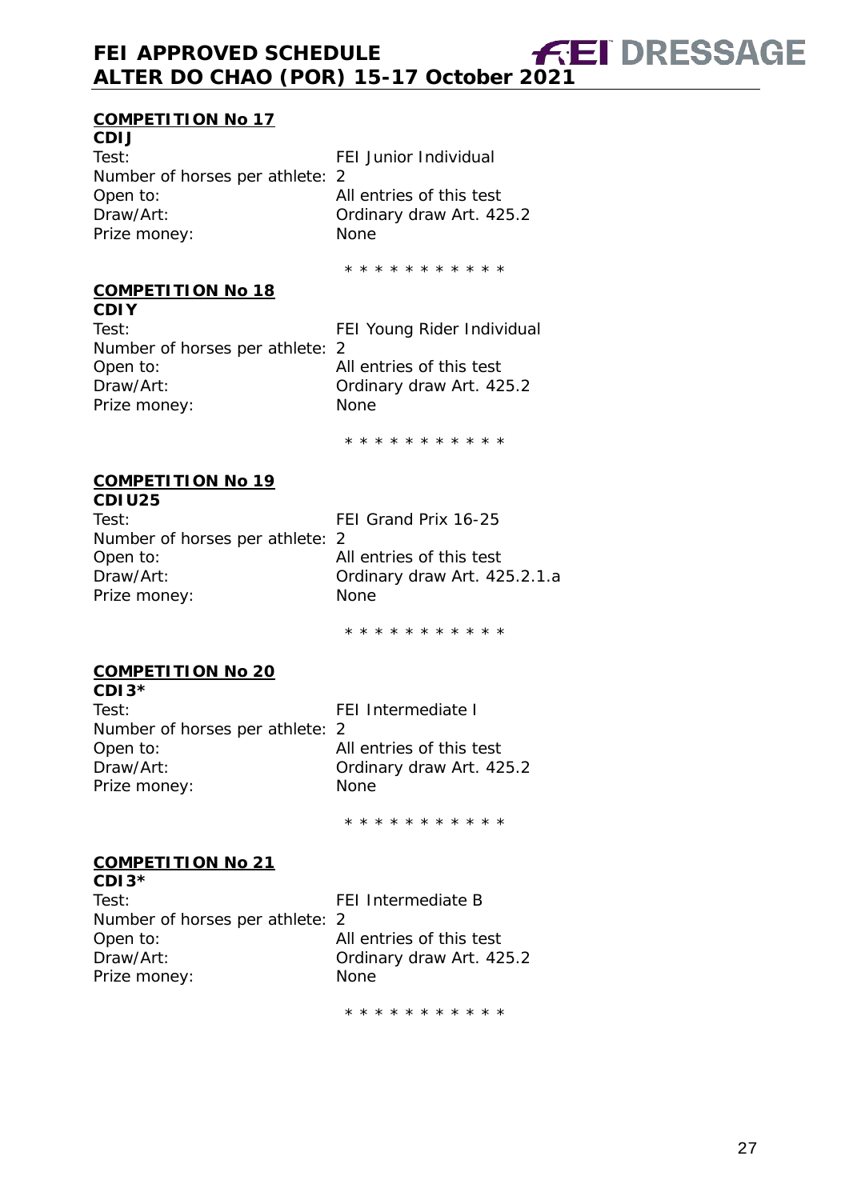**COMPETITION No 17**

**CDIJ**

Test: FEI Junior Individual
Number of horses per athlete: 2
Open to: All entries of this test
Draw/Art: Ordinary draw Art. 425.2
Prize money: None

* * * * * * * * * * *

**COMPETITION No 18**

**CDIY**

Test: FEI Young Rider Individual
Number of horses per athlete: 2
Open to: All entries of this test
Draw/Art: Ordinary draw Art. 425.2
Prize money: None

* * * * * * * * * * *

**COMPETITION No 19**

**CDIU25**

Test: FEI Grand Prix 16-25
Number of horses per athlete: 2
Open to: All entries of this test
Draw/Art: Ordinary draw Art. 425.2.1.a
Prize money: None

* * * * * * * * * * *

**COMPETITION No 20**

**CDI3***

Test: FEI Intermediate I
Number of horses per athlete: 2
Open to: All entries of this test
Draw/Art: Ordinary draw Art. 425.2
Prize money: None

* * * * * * * * * * *

**COMPETITION No 21**

**CDI3***

Test: FEI Intermediate B
Number of horses per athlete: 2
Open to: All entries of this test
Draw/Art: Ordinary draw Art. 425.2
Prize money: None

* * * * * * * * * * *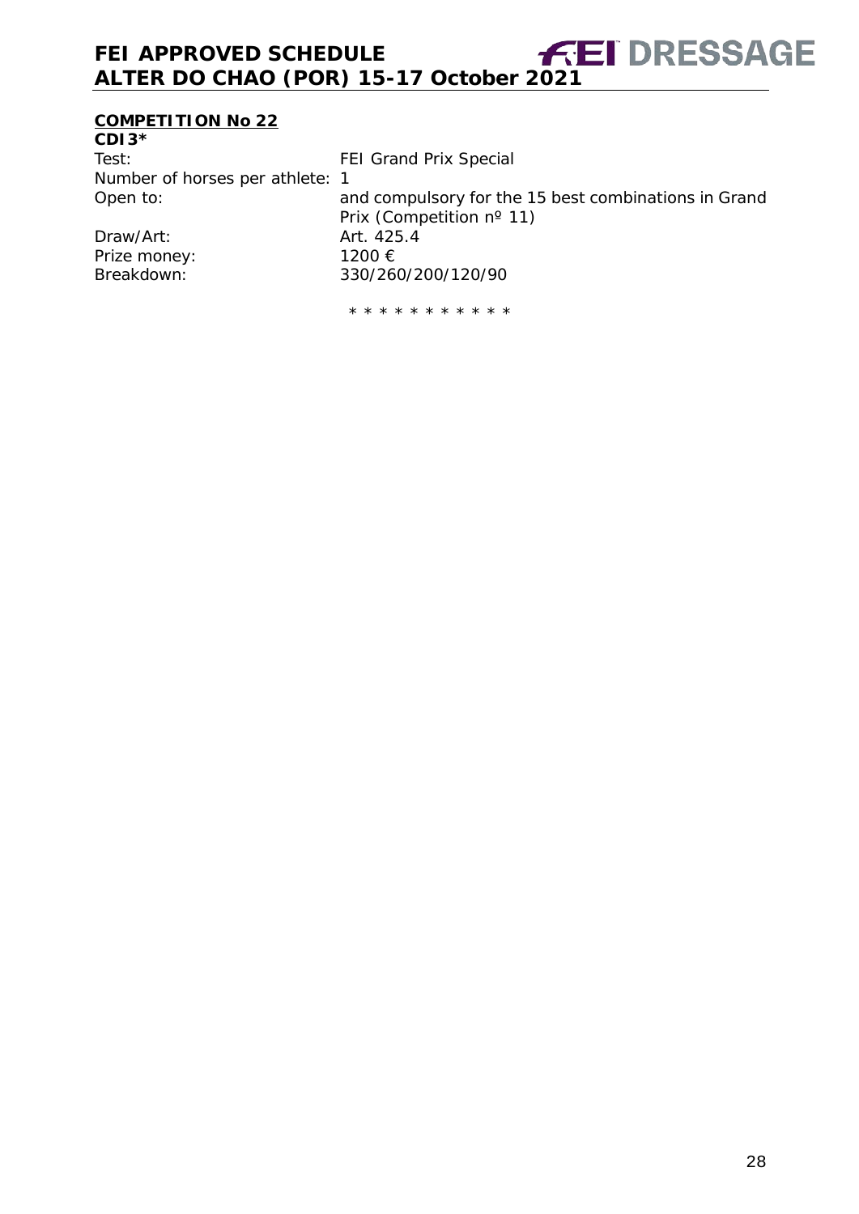## COMPETITION No 22

**CDI3***

| | |
|---|---|
| Test: | FEI Grand Prix Special |
| Number of horses per athlete: | 1 |
| Open to: | and compulsory for the 15 best combinations in Grand Prix (Competition nº 11) |
| Draw/Art: | Art. 425.4 |
| Prize money: | 1200 € |
| Breakdown: | 330/260/200/120/90 |

* * * * * * * * * * *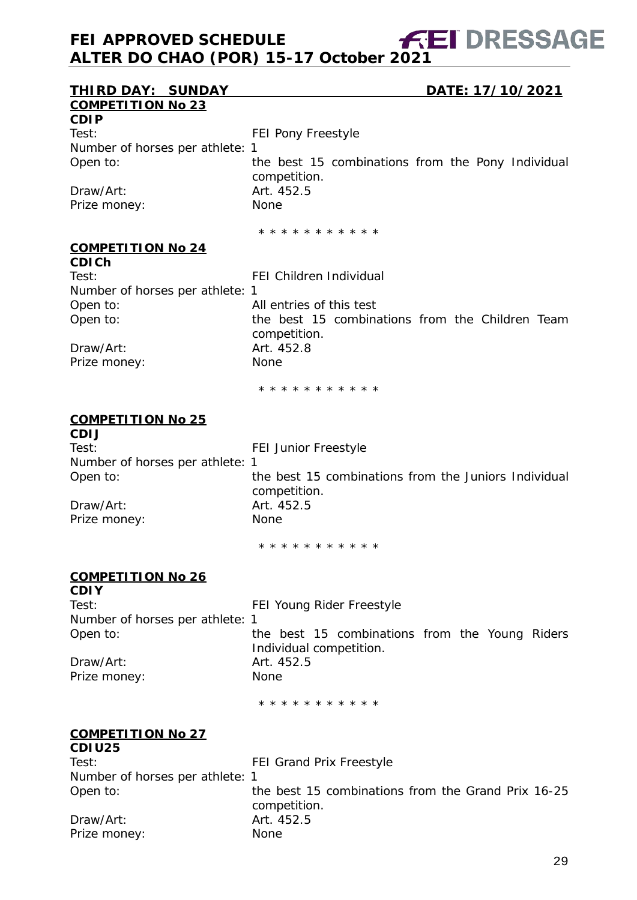**THIRD DAY: SUNDAY** **DATE: 17/10/2021**

**COMPETITION No 23**

**CDIP**

Test: FEI Pony Freestyle
Number of horses per athlete: 1
Open to: the best 15 combinations from the Pony Individual competition.
Draw/Art: Art. 452.5
Prize money: None

\* \* \* \* \* \* \* \* \* \* \*

**COMPETITION No 24**

**CDICh**

Test: FEI Children Individual
Number of horses per athlete: 1
Open to: All entries of this test
Open to: the best 15 combinations from the Children Team competition.
Draw/Art: Art. 452.8
Prize money: None

\* \* \* \* \* \* \* \* \* \* \*

**COMPETITION No 25**

**CDIJ**

Test: FEI Junior Freestyle
Number of horses per athlete: 1
Open to: the best 15 combinations from the Juniors Individual competition.
Draw/Art: Art. 452.5
Prize money: None

\* \* \* \* \* \* \* \* \* \* \*

**COMPETITION No 26**

**CDIY**

Test: FEI Young Rider Freestyle
Number of horses per athlete: 1
Open to: the best 15 combinations from the Young Riders Individual competition.
Draw/Art: Art. 452.5
Prize money: None

\* \* \* \* \* \* \* \* \* \* \*

**COMPETITION No 27**

**CDIU25**

Test: FEI Grand Prix Freestyle
Number of horses per athlete: 1
Open to: the best 15 combinations from the Grand Prix 16-25 competition.
Draw/Art: Art. 452.5
Prize money: None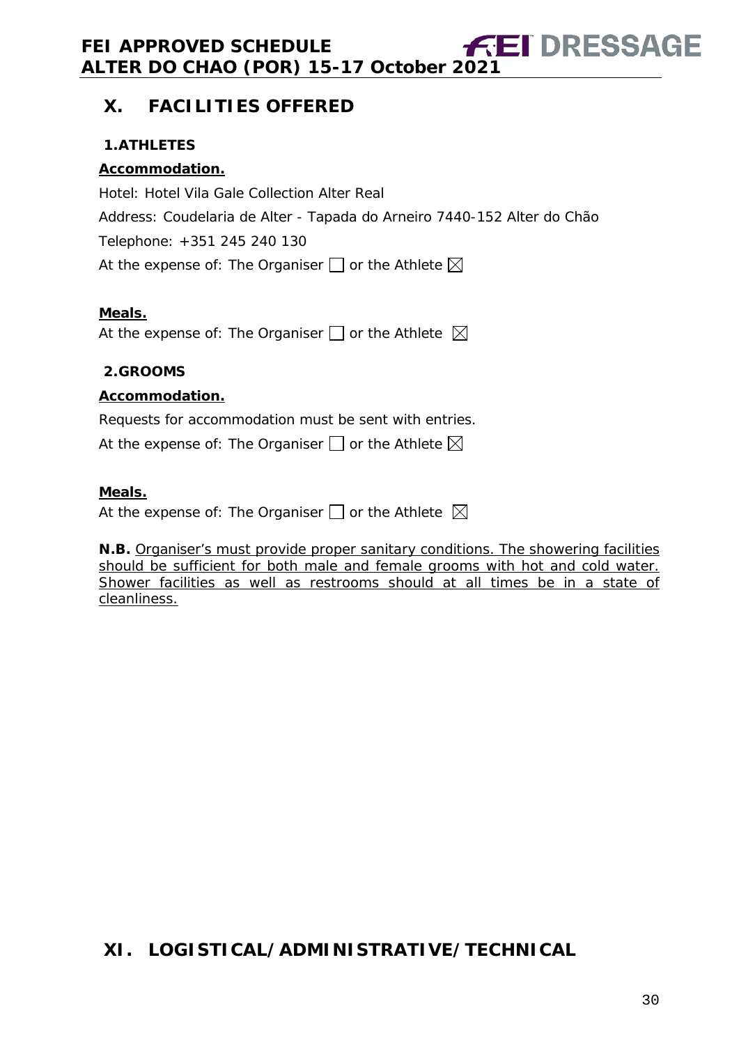# X. FACILITIES OFFERED

## 1. ATHLETES

**Accommodation.**

Hotel: Hotel Vila Gale Collection Alter Real

Address: Coudelaria de Alter - Tapada do Arneiro 7440-152 Alter do Chão

Telephone: +351 245 240 130

At the expense of: The Organiser ☐ or the Athlete ☒

**Meals.**

At the expense of: The Organiser ☐ or the Athlete ☒

## 2. GROOMS

**Accommodation.**

Requests for accommodation must be sent with entries.

At the expense of: The Organiser ☐ or the Athlete ☒

**Meals.**

At the expense of: The Organiser ☐ or the Athlete ☒

**N.B.** Organiser's must provide proper sanitary conditions. The showering facilities should be sufficient for both male and female grooms with hot and cold water. Shower facilities as well as restrooms should at all times be in a state of cleanliness.

# XI. LOGISTICAL/ADMINISTRATIVE/TECHNICAL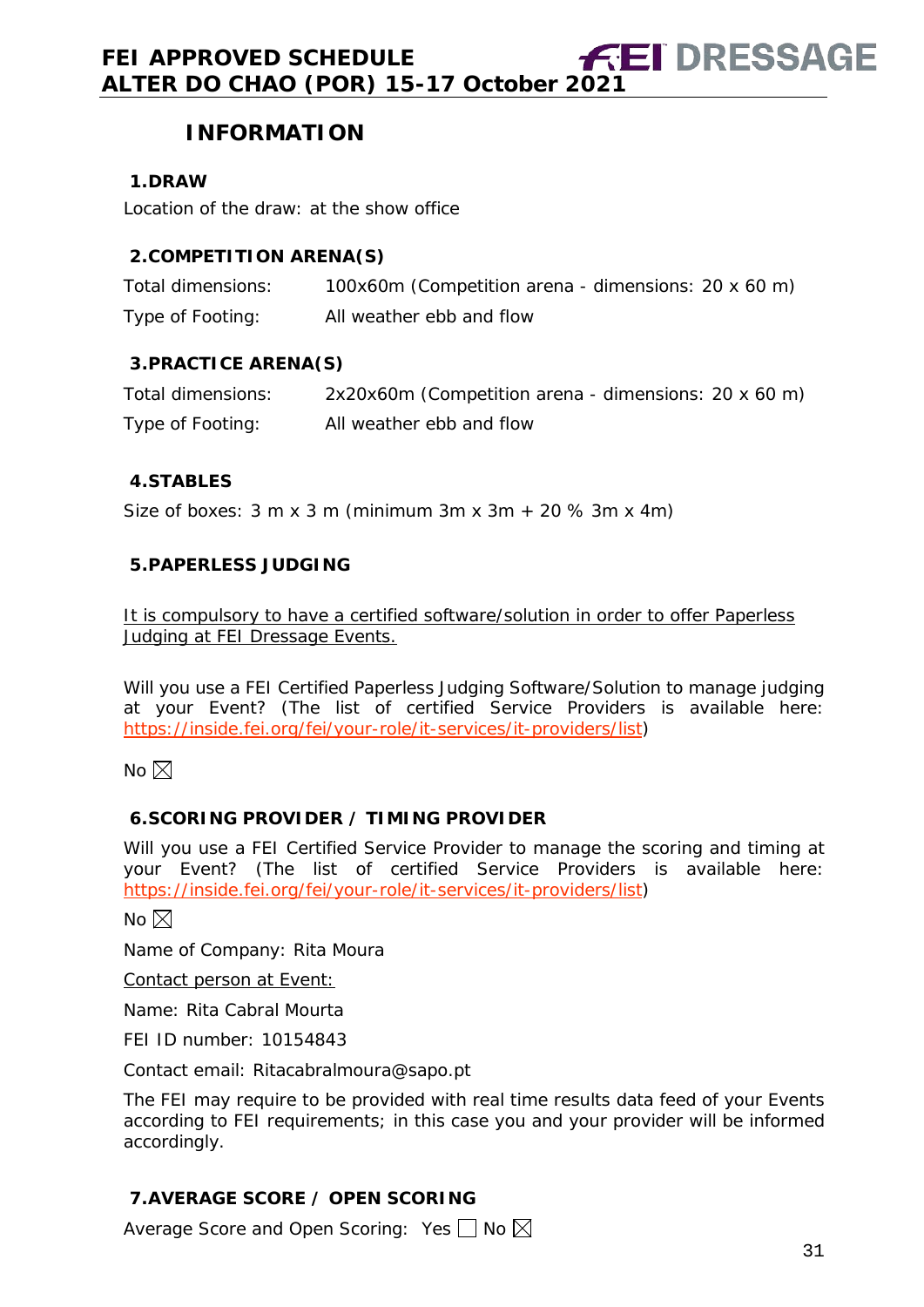# INFORMATION

## 1. DRAW

Location of the draw: at the show office

## 2. COMPETITION ARENA(S)

Total dimensions: 100x60m (Competition arena - dimensions: 20 x 60 m)

Type of Footing: All weather ebb and flow

## 3. PRACTICE ARENA(S)

Total dimensions: 2x20x60m (Competition arena - dimensions: 20 x 60 m)

Type of Footing: All weather ebb and flow

## 4. STABLES

Size of boxes: 3 m x 3 m (minimum 3m x 3m + 20 % 3m x 4m)

## 5. PAPERLESS JUDGING

It is compulsory to have a certified software/solution in order to offer Paperless Judging at FEI Dressage Events.

Will you use a FEI Certified Paperless Judging Software/Solution to manage judging at your Event? (The list of certified Service Providers is available here: https://inside.fei.org/fei/your-role/it-services/it-providers/list)

No ☒

## 6. SCORING PROVIDER / TIMING PROVIDER

Will you use a FEI Certified Service Provider to manage the scoring and timing at your Event? (The list of certified Service Providers is available here: https://inside.fei.org/fei/your-role/it-services/it-providers/list)

No ☒

Name of Company: Rita Moura

Contact person at Event:

Name: Rita Cabral Mourta

FEI ID number: 10154843

Contact email: Ritacabralmoura@sapo.pt

The FEI may require to be provided with real time results data feed of your Events according to FEI requirements; in this case you and your provider will be informed accordingly.

## 7. AVERAGE SCORE / OPEN SCORING

Average Score and Open Scoring: Yes ☐ No ☒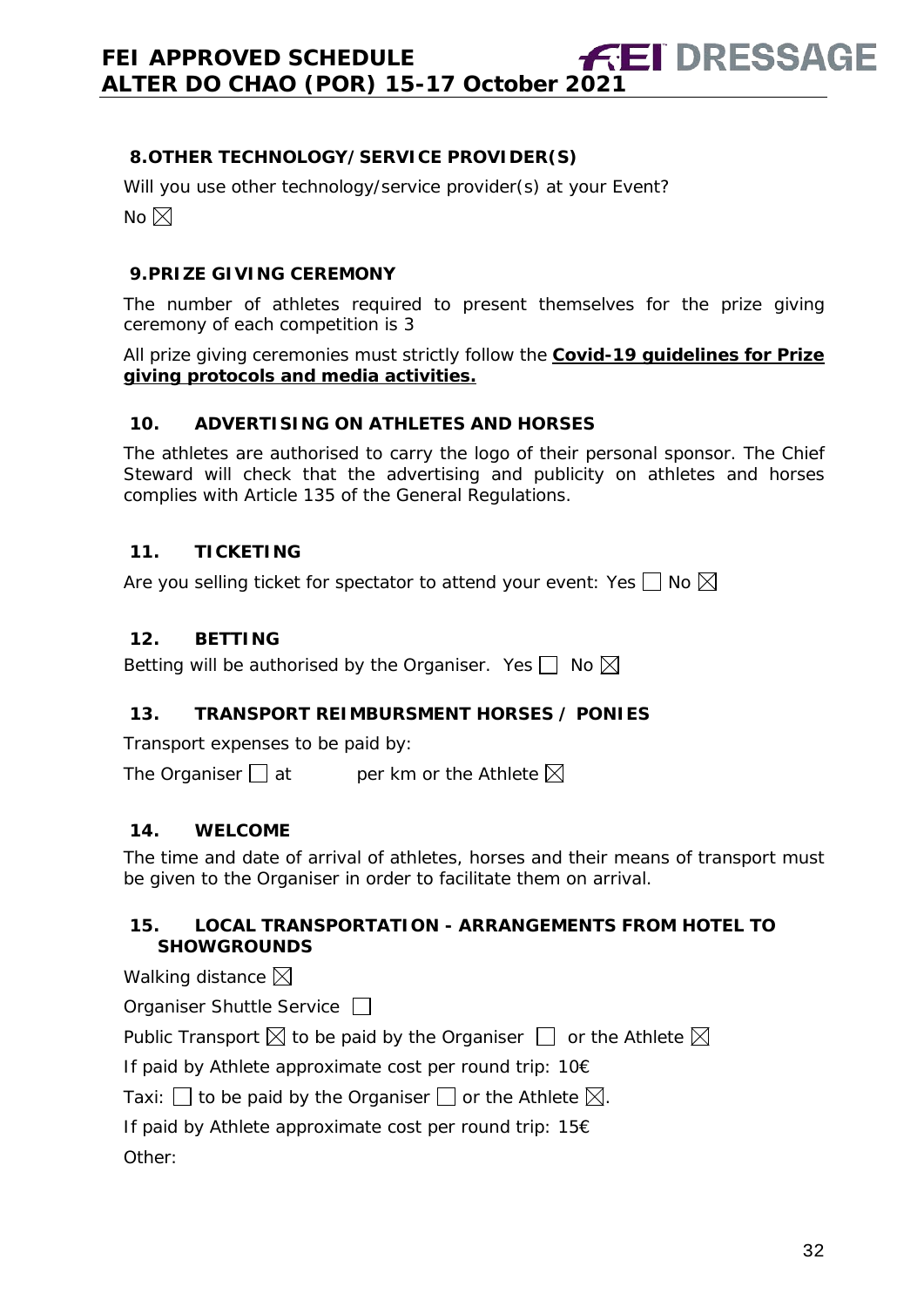## 8.OTHER TECHNOLOGY/SERVICE PROVIDER(S)

Will you use other technology/service provider(s) at your Event?

No ☒

## 9.PRIZE GIVING CEREMONY

The number of athletes required to present themselves for the prize giving ceremony of each competition is 3

All prize giving ceremonies must strictly follow the **Covid-19 guidelines for Prize giving protocols and media activities.**

## 10. ADVERTISING ON ATHLETES AND HORSES

The athletes are authorised to carry the logo of their personal sponsor. The Chief Steward will check that the advertising and publicity on athletes and horses complies with Article 135 of the General Regulations.

## 11. TICKETING

Are you selling ticket for spectator to attend your event: Yes ☐ No ☒

## 12. BETTING

Betting will be authorised by the Organiser. Yes ☐ No ☒

## 13. TRANSPORT REIMBURSMENT HORSES / PONIES

Transport expenses to be paid by:

The Organiser ☐ at per km or the Athlete ☒

## 14. WELCOME

The time and date of arrival of athletes, horses and their means of transport must be given to the Organiser in order to facilitate them on arrival.

## 15. LOCAL TRANSPORTATION - ARRANGEMENTS FROM HOTEL TO SHOWGROUNDS

Walking distance ☒

Organiser Shuttle Service ☐

Public Transport ☒ to be paid by the Organiser ☐ or the Athlete ☒

If paid by Athlete approximate cost per round trip: 10€

Taxi: ☐ to be paid by the Organiser ☐ or the Athlete ☒.

If paid by Athlete approximate cost per round trip: 15€

Other: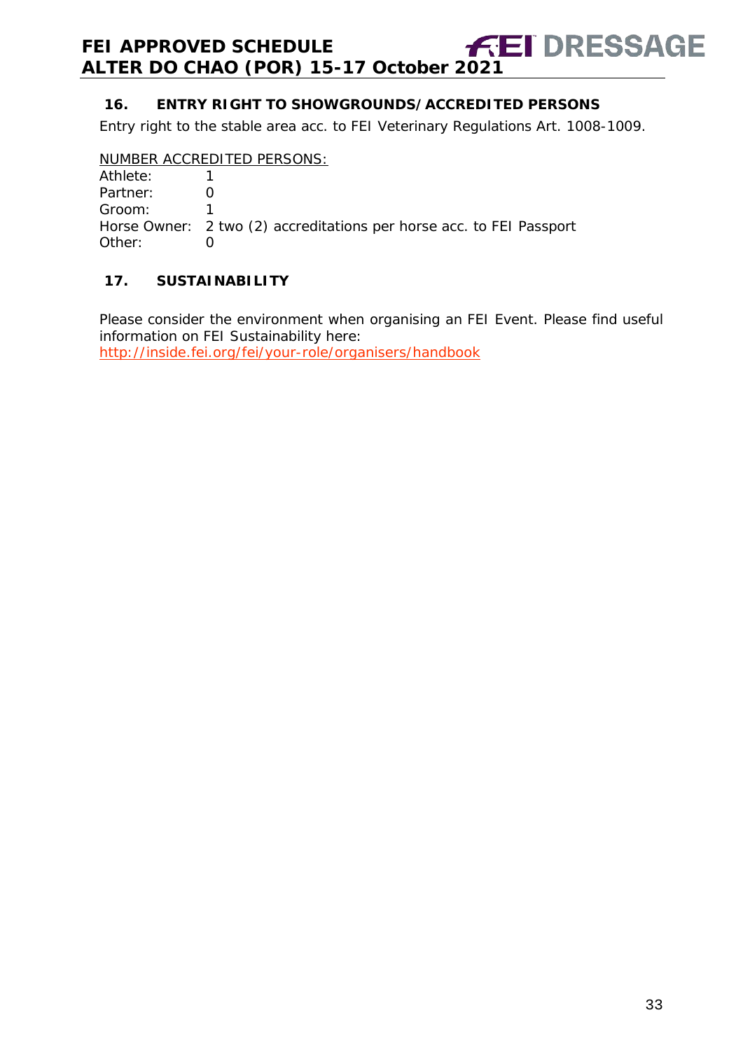## 16. ENTRY RIGHT TO SHOWGROUNDS/ACCREDITED PERSONS

Entry right to the stable area acc. to FEI Veterinary Regulations Art. 1008-1009.

NUMBER ACCREDITED PERSONS:

Athlete: 1
Partner: 0
Groom: 1
Horse Owner: 2 two (2) accreditations per horse acc. to FEI Passport
Other: 0

## 17. SUSTAINABILITY

Please consider the environment when organising an FEI Event. Please find useful information on FEI Sustainability here:
http://inside.fei.org/fei/your-role/organisers/handbook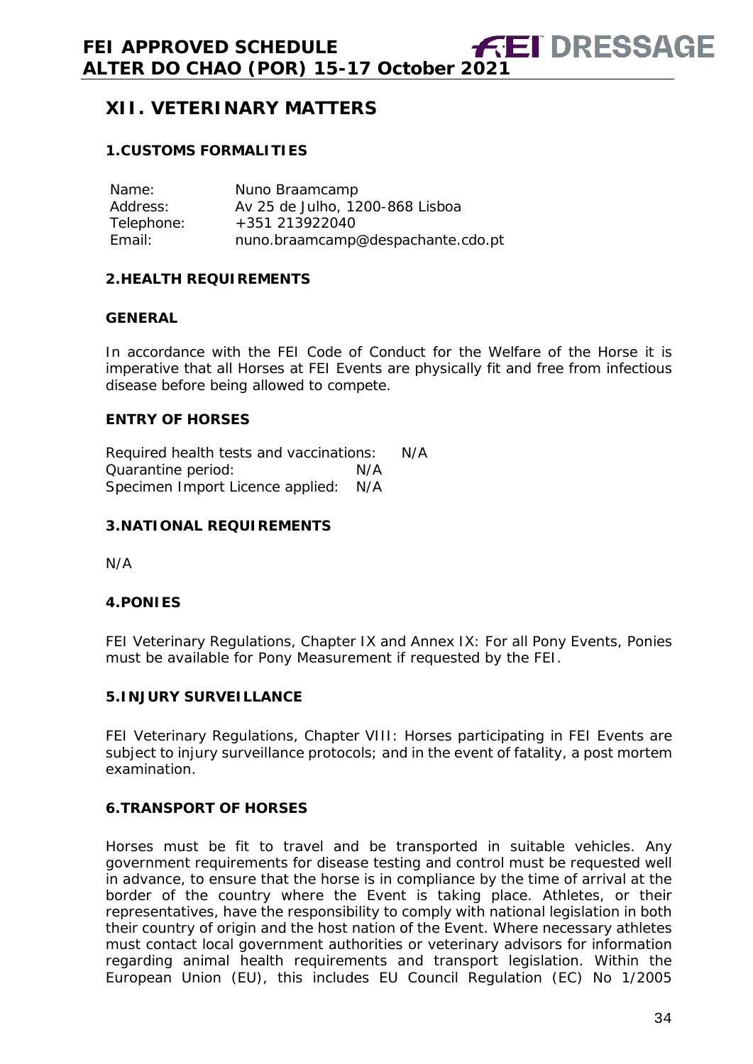# XII. VETERINARY MATTERS

## 1.CUSTOMS FORMALITIES

| | |
|---|---|
| Name: | Nuno Braamcamp |
| Address: | Av 25 de Julho, 1200-868 Lisboa |
| Telephone: | +351 213922040 |
| Email: | nuno.braamcamp@despachante.cdo.pt |

## 2.HEALTH REQUIREMENTS

### GENERAL

In accordance with the FEI Code of Conduct for the Welfare of the Horse it is imperative that all Horses at FEI Events are physically fit and free from infectious disease before being allowed to compete.

### ENTRY OF HORSES

Required health tests and vaccinations: N/A
Quarantine period: N/A
Specimen Import Licence applied: N/A

## 3.NATIONAL REQUIREMENTS

N/A

## 4.PONIES

FEI Veterinary Regulations, Chapter IX and Annex IX: For all Pony Events, Ponies must be available for Pony Measurement if requested by the FEI.

## 5.INJURY SURVEILLANCE

FEI Veterinary Regulations, Chapter VIII: Horses participating in FEI Events are subject to injury surveillance protocols; and in the event of fatality, a post mortem examination.

## 6.TRANSPORT OF HORSES

Horses must be fit to travel and be transported in suitable vehicles. Any government requirements for disease testing and control must be requested well in advance, to ensure that the horse is in compliance by the time of arrival at the border of the country where the Event is taking place. Athletes, or their representatives, have the responsibility to comply with national legislation in both their country of origin and the host nation of the Event. Where necessary athletes must contact local government authorities or veterinary advisors for information regarding animal health requirements and transport legislation. Within the European Union (EU), this includes EU Council Regulation (EC) No 1/2005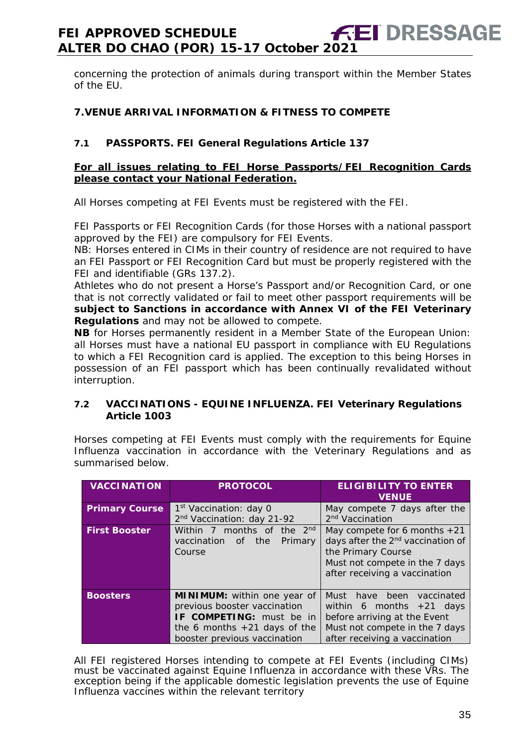concerning the protection of animals during transport within the Member States of the EU.

## 7.VENUE ARRIVAL INFORMATION & FITNESS TO COMPETE

### 7.1 PASSPORTS. FEI General Regulations Article 137

**For all issues relating to FEI Horse Passports/FEI Recognition Cards please contact your National Federation.**

All Horses competing at FEI Events must be registered with the FEI.

FEI Passports or FEI Recognition Cards (for those Horses with a national passport approved by the FEI) are compulsory for FEI Events.
NB: Horses entered in CIMs in their country of residence are not required to have an FEI Passport or FEI Recognition Card but must be properly registered with the FEI and identifiable (GRs 137.2).
Athletes who do not present a Horse's Passport and/or Recognition Card, or one that is not correctly validated or fail to meet other passport requirements will be **subject to Sanctions in accordance with Annex VI of the FEI Veterinary Regulations** and may not be allowed to compete.
**NB** for Horses permanently resident in a Member State of the European Union: all Horses must have a national EU passport in compliance with EU Regulations to which a FEI Recognition card is applied. The exception to this being Horses in possession of an FEI passport which has been continually revalidated without interruption.

### 7.2 VACCINATIONS - EQUINE INFLUENZA. FEI Veterinary Regulations Article 1003

Horses competing at FEI Events must comply with the requirements for Equine Influenza vaccination in accordance with the Veterinary Regulations and as summarised below.

| VACCINATION | PROTOCOL | ELIGIBILITY TO ENTER VENUE |
|---|---|---|
| **Primary Course** | 1st Vaccination: day 0<br>2nd Vaccination: day 21-92 | May compete 7 days after the 2nd Vaccination |
| **First Booster** | Within 7 months of the 2nd vaccination of the Primary Course | May compete for 6 months +21 days after the 2nd vaccination of the Primary Course<br>Must not compete in the 7 days after receiving a vaccination |
| **Boosters** | **MINIMUM:** within one year of previous booster vaccination<br>**IF COMPETING:** must be in the 6 months +21 days of the booster previous vaccination | Must have been vaccinated within 6 months +21 days before arriving at the Event<br>Must not compete in the 7 days after receiving a vaccination |

All FEI registered Horses intending to compete at FEI Events (including CIMs) must be vaccinated against Equine Influenza in accordance with these VRs. The exception being if the applicable domestic legislation prevents the use of Equine Influenza vaccines within the relevant territory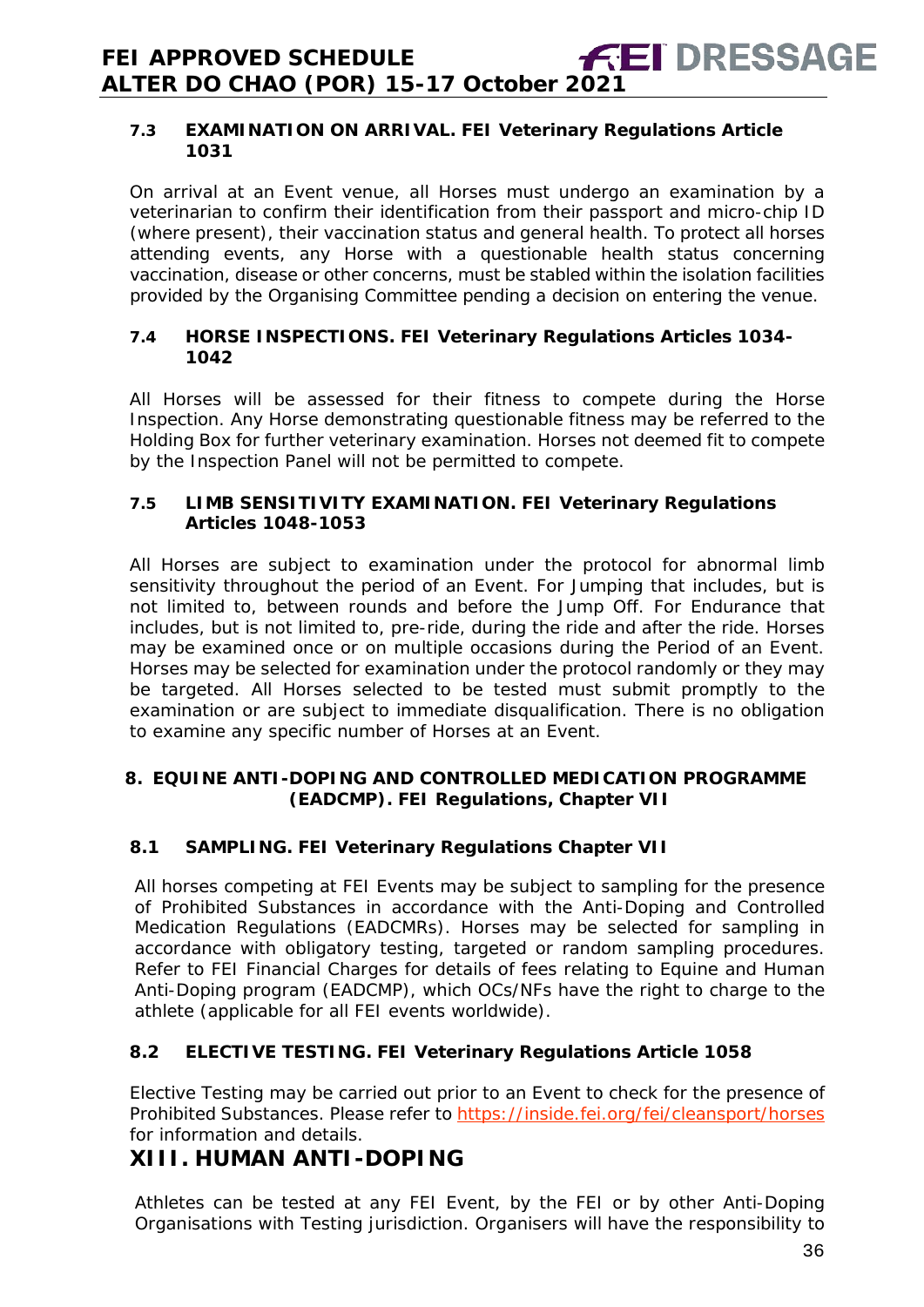### 7.3 EXAMINATION ON ARRIVAL. FEI Veterinary Regulations Article 1031

On arrival at an Event venue, all Horses must undergo an examination by a veterinarian to confirm their identification from their passport and micro-chip ID (where present), their vaccination status and general health. To protect all horses attending events, any Horse with a questionable health status concerning vaccination, disease or other concerns, must be stabled within the isolation facilities provided by the Organising Committee pending a decision on entering the venue.

### 7.4 HORSE INSPECTIONS. FEI Veterinary Regulations Articles 1034-1042

All Horses will be assessed for their fitness to compete during the Horse Inspection. Any Horse demonstrating questionable fitness may be referred to the Holding Box for further veterinary examination. Horses not deemed fit to compete by the Inspection Panel will not be permitted to compete.

### 7.5 LIMB SENSITIVITY EXAMINATION. FEI Veterinary Regulations Articles 1048-1053

All Horses are subject to examination under the protocol for abnormal limb sensitivity throughout the period of an Event. For Jumping that includes, but is not limited to, between rounds and before the Jump Off. For Endurance that includes, but is not limited to, pre-ride, during the ride and after the ride. Horses may be examined once or on multiple occasions during the Period of an Event. Horses may be selected for examination under the protocol randomly or they may be targeted. All Horses selected to be tested must submit promptly to the examination or are subject to immediate disqualification. There is no obligation to examine any specific number of Horses at an Event.

## 8. EQUINE ANTI-DOPING AND CONTROLLED MEDICATION PROGRAMME (EADCMP). FEI Regulations, Chapter VII

### 8.1 SAMPLING. FEI Veterinary Regulations Chapter VII

All horses competing at FEI Events may be subject to sampling for the presence of Prohibited Substances in accordance with the Anti-Doping and Controlled Medication Regulations (EADCMRs). Horses may be selected for sampling in accordance with obligatory testing, targeted or random sampling procedures. Refer to FEI Financial Charges for details of fees relating to Equine and Human Anti-Doping program (EADCMP), which OCs/NFs have the right to charge to the athlete (applicable for all FEI events worldwide).

### 8.2 ELECTIVE TESTING. FEI Veterinary Regulations Article 1058

Elective Testing may be carried out prior to an Event to check for the presence of Prohibited Substances. Please refer to https://inside.fei.org/fei/cleansport/horses for information and details.

# XIII. HUMAN ANTI-DOPING

Athletes can be tested at any FEI Event, by the FEI or by other Anti-Doping Organisations with Testing jurisdiction. Organisers will have the responsibility to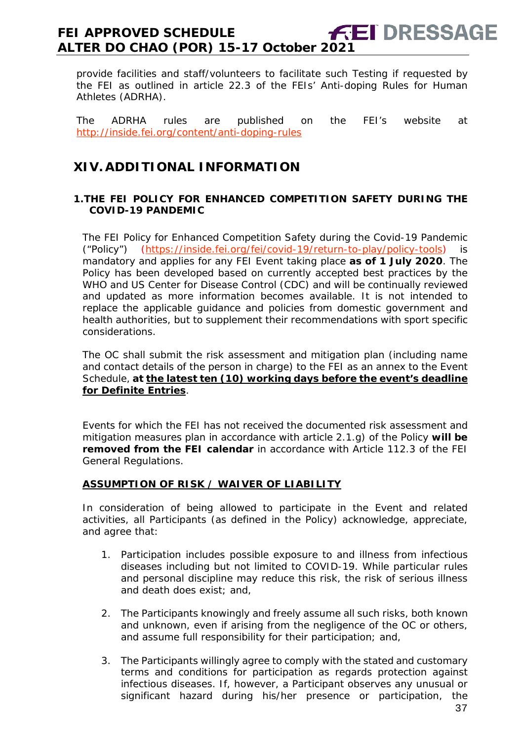provide facilities and staff/volunteers to facilitate such Testing if requested by the FEI as outlined in article 22.3 of the FEIs' Anti-doping Rules for Human Athletes (ADRHA).

The ADRHA rules are published on the FEI's website at http://inside.fei.org/content/anti-doping-rules

# XIV. ADDITIONAL INFORMATION

### 1. THE FEI POLICY FOR ENHANCED COMPETITION SAFETY DURING THE COVID-19 PANDEMIC

The FEI Policy for Enhanced Competition Safety during the Covid-19 Pandemic ("Policy") (https://inside.fei.org/fei/covid-19/return-to-play/policy-tools) is mandatory and applies for any FEI Event taking place **as of 1 July 2020**. The Policy has been developed based on currently accepted best practices by the WHO and US Center for Disease Control (CDC) and will be continually reviewed and updated as more information becomes available. It is not intended to replace the applicable guidance and policies from domestic government and health authorities, but to supplement their recommendations with sport specific considerations.

The OC shall submit the risk assessment and mitigation plan (including name and contact details of the person in charge) to the FEI as an annex to the Event Schedule, **at the latest ten (10) working days before the event's deadline for Definite Entries**.

Events for which the FEI has not received the documented risk assessment and mitigation measures plan in accordance with article 2.1.g) of the Policy **will be removed from the FEI calendar** in accordance with Article 112.3 of the FEI General Regulations.

**ASSUMPTION OF RISK / WAIVER OF LIABILITY**

In consideration of being allowed to participate in the Event and related activities, all Participants (as defined in the Policy) acknowledge, appreciate, and agree that:

1. Participation includes possible exposure to and illness from infectious diseases including but not limited to COVID-19. While particular rules and personal discipline may reduce this risk, the risk of serious illness and death does exist; and,
2. The Participants knowingly and freely assume all such risks, both known and unknown, even if arising from the negligence of the OC or others, and assume full responsibility for their participation; and,
3. The Participants willingly agree to comply with the stated and customary terms and conditions for participation as regards protection against infectious diseases. If, however, a Participant observes any unusual or significant hazard during his/her presence or participation, the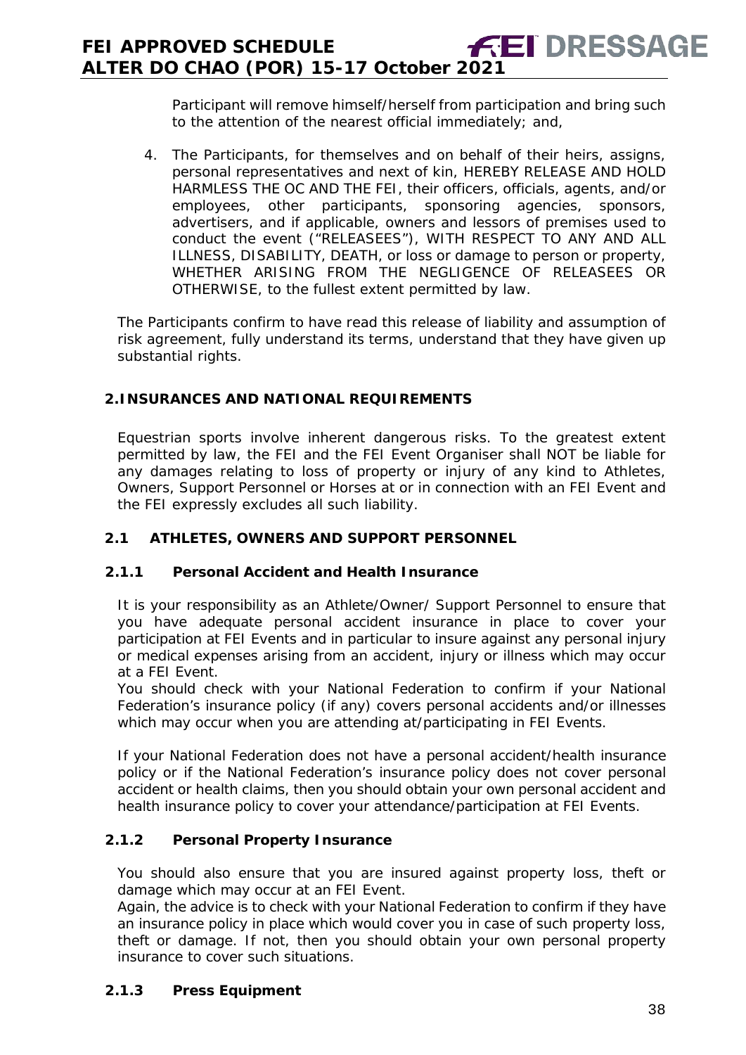Participant will remove himself/herself from participation and bring such to the attention of the nearest official immediately; and,

4. The Participants, for themselves and on behalf of their heirs, assigns, personal representatives and next of kin, HEREBY RELEASE AND HOLD HARMLESS THE OC AND THE FEI, their officers, officials, agents, and/or employees, other participants, sponsoring agencies, sponsors, advertisers, and if applicable, owners and lessors of premises used to conduct the event ("RELEASEES"), WITH RESPECT TO ANY AND ALL ILLNESS, DISABILITY, DEATH, or loss or damage to person or property, WHETHER ARISING FROM THE NEGLIGENCE OF RELEASEES OR OTHERWISE, to the fullest extent permitted by law.

The Participants confirm to have read this release of liability and assumption of risk agreement, fully understand its terms, understand that they have given up substantial rights.

## 2. INSURANCES AND NATIONAL REQUIREMENTS

Equestrian sports involve inherent dangerous risks. To the greatest extent permitted by law, the FEI and the FEI Event Organiser shall NOT be liable for any damages relating to loss of property or injury of any kind to Athletes, Owners, Support Personnel or Horses at or in connection with an FEI Event and the FEI expressly excludes all such liability.

### 2.1 ATHLETES, OWNERS AND SUPPORT PERSONNEL

#### 2.1.1 Personal Accident and Health Insurance

It is your responsibility as an Athlete/Owner/ Support Personnel to ensure that you have adequate personal accident insurance in place to cover your participation at FEI Events and in particular to insure against any personal injury or medical expenses arising from an accident, injury or illness which may occur at a FEI Event.
You should check with your National Federation to confirm if your National Federation's insurance policy (if any) covers personal accidents and/or illnesses which may occur when you are attending at/participating in FEI Events.

If your National Federation does not have a personal accident/health insurance policy or if the National Federation's insurance policy does not cover personal accident or health claims, then you should obtain your own personal accident and health insurance policy to cover your attendance/participation at FEI Events.

#### 2.1.2 Personal Property Insurance

You should also ensure that you are insured against property loss, theft or damage which may occur at an FEI Event.
Again, the advice is to check with your National Federation to confirm if they have an insurance policy in place which would cover you in case of such property loss, theft or damage. If not, then you should obtain your own personal property insurance to cover such situations.

#### 2.1.3 Press Equipment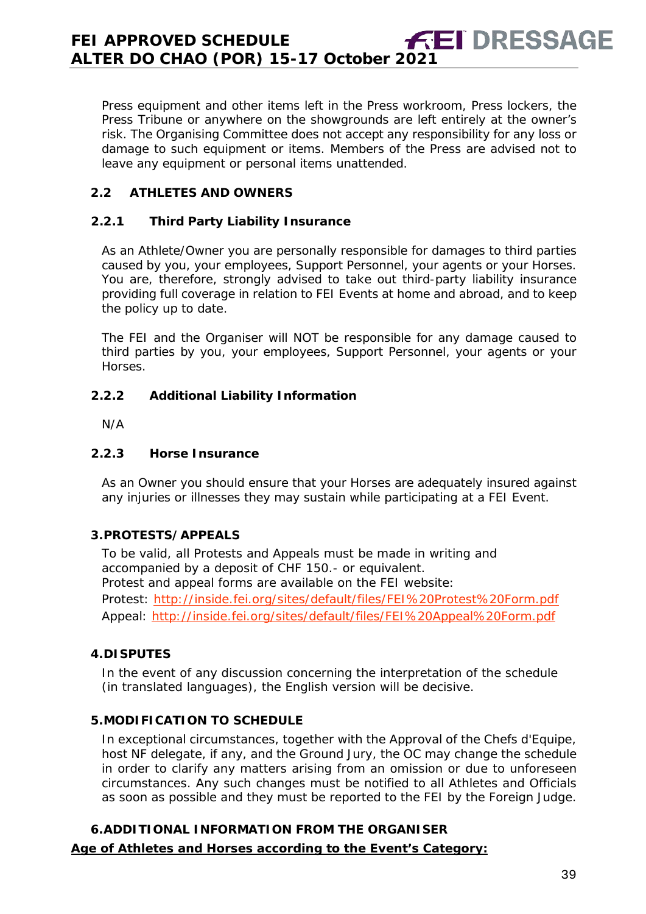Press equipment and other items left in the Press workroom, Press lockers, the Press Tribune or anywhere on the showgrounds are left entirely at the owner's risk. The Organising Committee does not accept any responsibility for any loss or damage to such equipment or items. Members of the Press are advised not to leave any equipment or personal items unattended.

### 2.2 ATHLETES AND OWNERS

#### 2.2.1 Third Party Liability Insurance

As an Athlete/Owner you are personally responsible for damages to third parties caused by you, your employees, Support Personnel, your agents or your Horses. You are, therefore, strongly advised to take out third-party liability insurance providing full coverage in relation to FEI Events at home and abroad, and to keep the policy up to date.

The FEI and the Organiser will NOT be responsible for any damage caused to third parties by you, your employees, Support Personnel, your agents or your Horses.

#### 2.2.2 Additional Liability Information

N/A

#### 2.2.3 Horse Insurance

As an Owner you should ensure that your Horses are adequately insured against any injuries or illnesses they may sustain while participating at a FEI Event.

## 3. PROTESTS/APPEALS

To be valid, all Protests and Appeals must be made in writing and accompanied by a deposit of CHF 150.- or equivalent.
Protest and appeal forms are available on the FEI website:
Protest: http://inside.fei.org/sites/default/files/FEI%20Protest%20Form.pdf
Appeal: http://inside.fei.org/sites/default/files/FEI%20Appeal%20Form.pdf

## 4. DISPUTES

In the event of any discussion concerning the interpretation of the schedule (in translated languages), the English version will be decisive.

## 5. MODIFICATION TO SCHEDULE

In exceptional circumstances, together with the Approval of the Chefs d'Equipe, host NF delegate, if any, and the Ground Jury, the OC may change the schedule in order to clarify any matters arising from an omission or due to unforeseen circumstances. Any such changes must be notified to all Athletes and Officials as soon as possible and they must be reported to the FEI by the Foreign Judge.

## 6. ADDITIONAL INFORMATION FROM THE ORGANISER

**Age of Athletes and Horses according to the Event's Category:**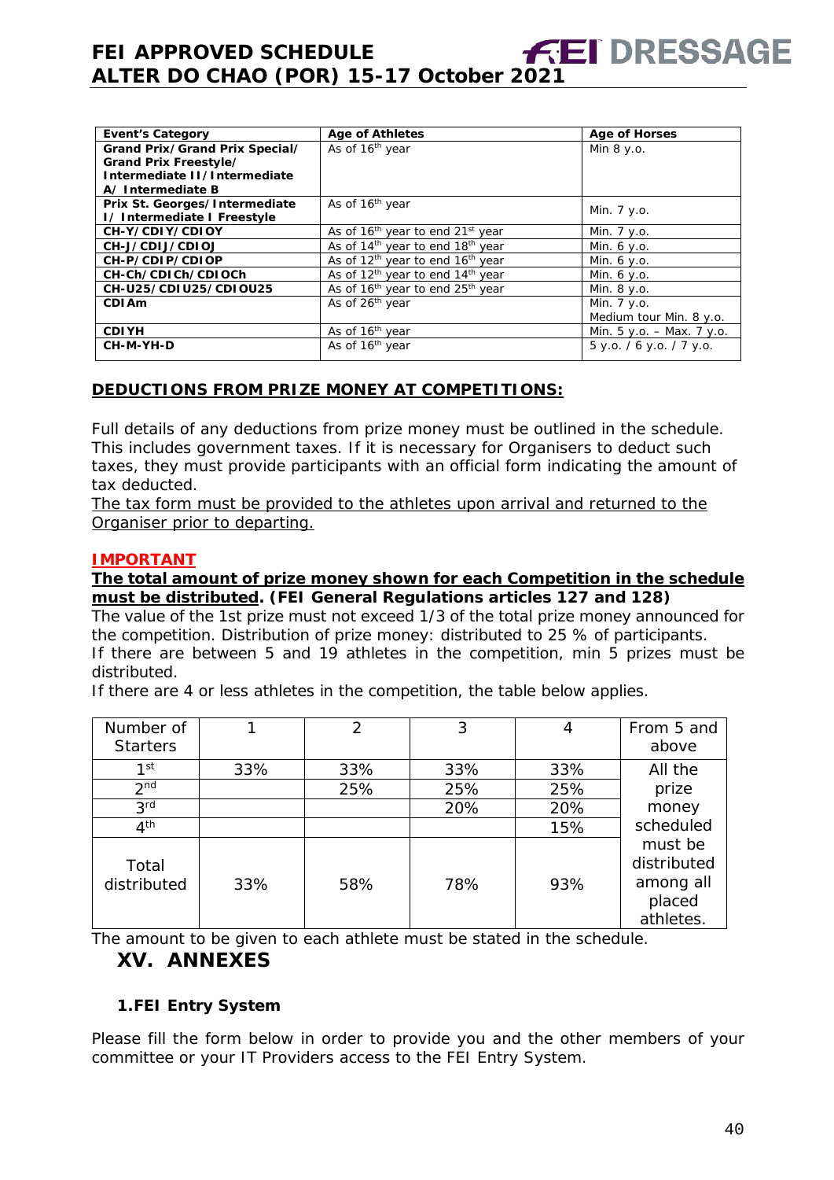| Event's Category | Age of Athletes | Age of Horses |
|---|---|---|
| **Grand Prix/Grand Prix Special/ Grand Prix Freestyle/ Intermediate II/Intermediate A/ Intermediate B** | As of 16th year | Min 8 y.o. |
| **Prix St. Georges/Intermediate I/ Intermediate I Freestyle** | As of 16th year | Min. 7 y.o. |
| **CH-Y/CDIY/CDIOY** | As of 16th year to end 21st year | Min. 7 y.o. |
| **CH-J/CDIJ/CDIOJ** | As of 14th year to end 18th year | Min. 6 y.o. |
| **CH-P/CDIP/CDIOP** | As of 12th year to end 16th year | Min. 6 y.o. |
| **CH-Ch/CDICh/CDIOCh** | As of 12th year to end 14th year | Min. 6 y.o. |
| **CH-U25/CDIU25/CDIOU25** | As of 16th year to end 25th year | Min. 8 y.o. |
| **CDIAm** | As of 26th year | Min. 7 y.o.<br>Medium tour Min. 8 y.o. |
| **CDIYH** | As of 16th year | Min. 5 y.o. – Max. 7 y.o. |
| **CH-M-YH-D** | As of 16th year | 5 y.o. / 6 y.o. / 7 y.o. |

## DEDUCTIONS FROM PRIZE MONEY AT COMPETITIONS:

Full details of any deductions from prize money must be outlined in the schedule. This includes government taxes. If it is necessary for Organisers to deduct such taxes, they must provide participants with an official form indicating the amount of tax deducted.

The tax form must be provided to the athletes upon arrival and returned to the Organiser prior to departing.

**IMPORTANT**

**The total amount of prize money shown for each Competition in the schedule must be distributed. (FEI General Regulations articles 127 and 128)**

The value of the 1st prize must not exceed 1/3 of the total prize money announced for the competition. Distribution of prize money: distributed to 25 % of participants.

If there are between 5 and 19 athletes in the competition, min 5 prizes must be distributed.

If there are 4 or less athletes in the competition, the table below applies.

| Number of Starters | 1 | 2 | 3 | 4 | From 5 and above |
|---|---|---|---|---|---|
| 1st | 33% | 33% | 33% | 33% | All the prize money scheduled must be distributed among all placed athletes. |
| 2nd | | 25% | 25% | 25% | |
| 3rd | | | 20% | 20% | |
| 4th | | | | 15% | |
| Total distributed | 33% | 58% | 78% | 93% | |

The amount to be given to each athlete must be stated in the schedule.

# XV. ANNEXES

### 1. FEI Entry System

Please fill the form below in order to provide you and the other members of your committee or your IT Providers access to the FEI Entry System.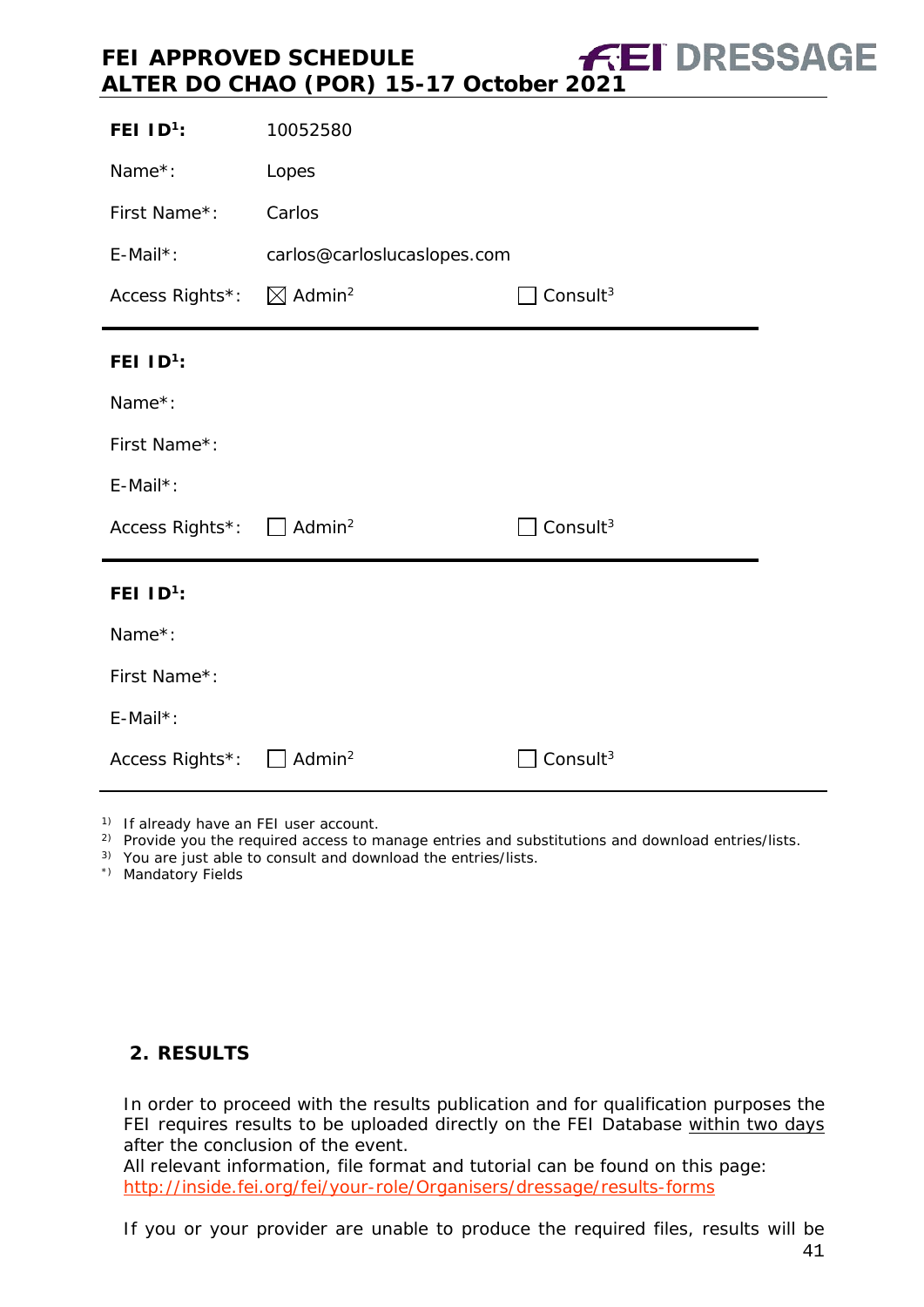| **FEI ID**[1]**:** | 10052580 | |
| --- | --- | --- |
| Name*: | Lopes | |
| First Name*: | Carlos | |
| E-Mail*: | carlos@carloslucaslopes.com | |
| Access Rights*: | ☒ Admin[2] | ☐ Consult[3] |

| **FEI ID**[1]**:** | | |
| --- | --- | --- |
| Name*: | | |
| First Name*: | | |
| E-Mail*: | | |
| Access Rights*: | ☐ Admin[2] | ☐ Consult[3] |

| **FEI ID**[1]**:** | | |
| --- | --- | --- |
| Name*: | | |
| First Name*: | | |
| E-Mail*: | | |
| Access Rights*: | ☐ Admin[2] | ☐ Consult[3] |

[1)] If already have an FEI user account.
[2)] Provide you the required access to manage entries and substitutions and download entries/lists.
[3)] You are just able to consult and download the entries/lists.
[*)] Mandatory Fields

## 2. RESULTS

In order to proceed with the results publication and for qualification purposes the FEI requires results to be uploaded directly on the FEI Database within two days after the conclusion of the event.
All relevant information, file format and tutorial can be found on this page:
http://inside.fei.org/fei/your-role/Organisers/dressage/results-forms

If you or your provider are unable to produce the required files, results will be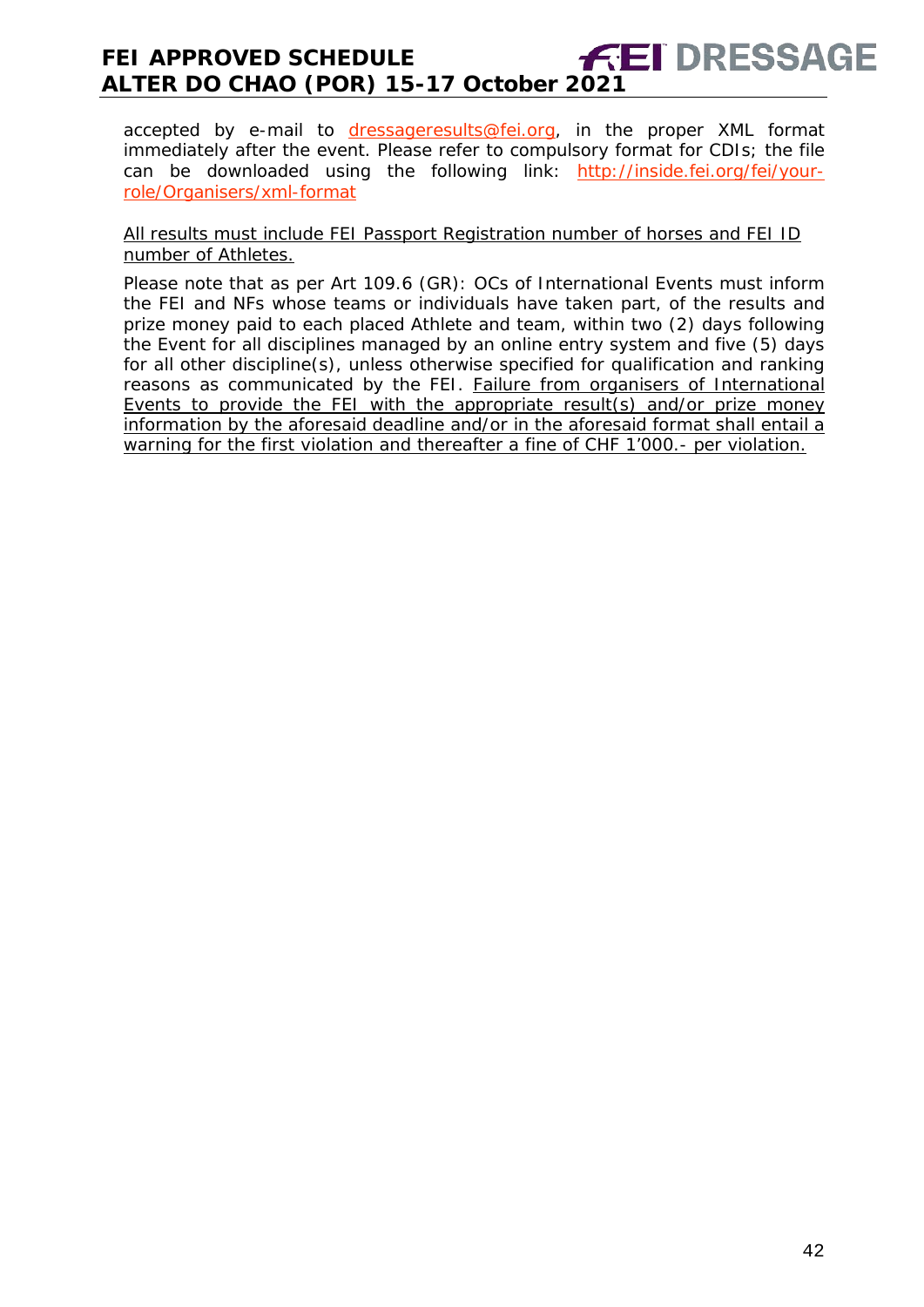accepted by e-mail to [dressageresults@fei.org](mailto:dressageresults@fei.org), in the proper XML format immediately after the event. Please refer to compulsory format for CDIs; the file can be downloaded using the following link: [http://inside.fei.org/fei/your-role/Organisers/xml-format](http://inside.fei.org/fei/your-role/Organisers/xml-format)

<u>All results must include FEI Passport Registration number of horses and FEI ID number of Athletes.</u>

Please note that as per Art 109.6 (GR): OCs of International Events must inform the FEI and NFs whose teams or individuals have taken part, of the results and prize money paid to each placed Athlete and team, within two (2) days following the Event for all disciplines managed by an online entry system and five (5) days for all other discipline(s), unless otherwise specified for qualification and ranking reasons as communicated by the FEI. <u>Failure from organisers of International Events to provide the FEI with the appropriate result(s) and/or prize money information by the aforesaid deadline and/or in the aforesaid format shall entail a warning for the first violation and thereafter a fine of CHF 1’000.- per violation.</u>